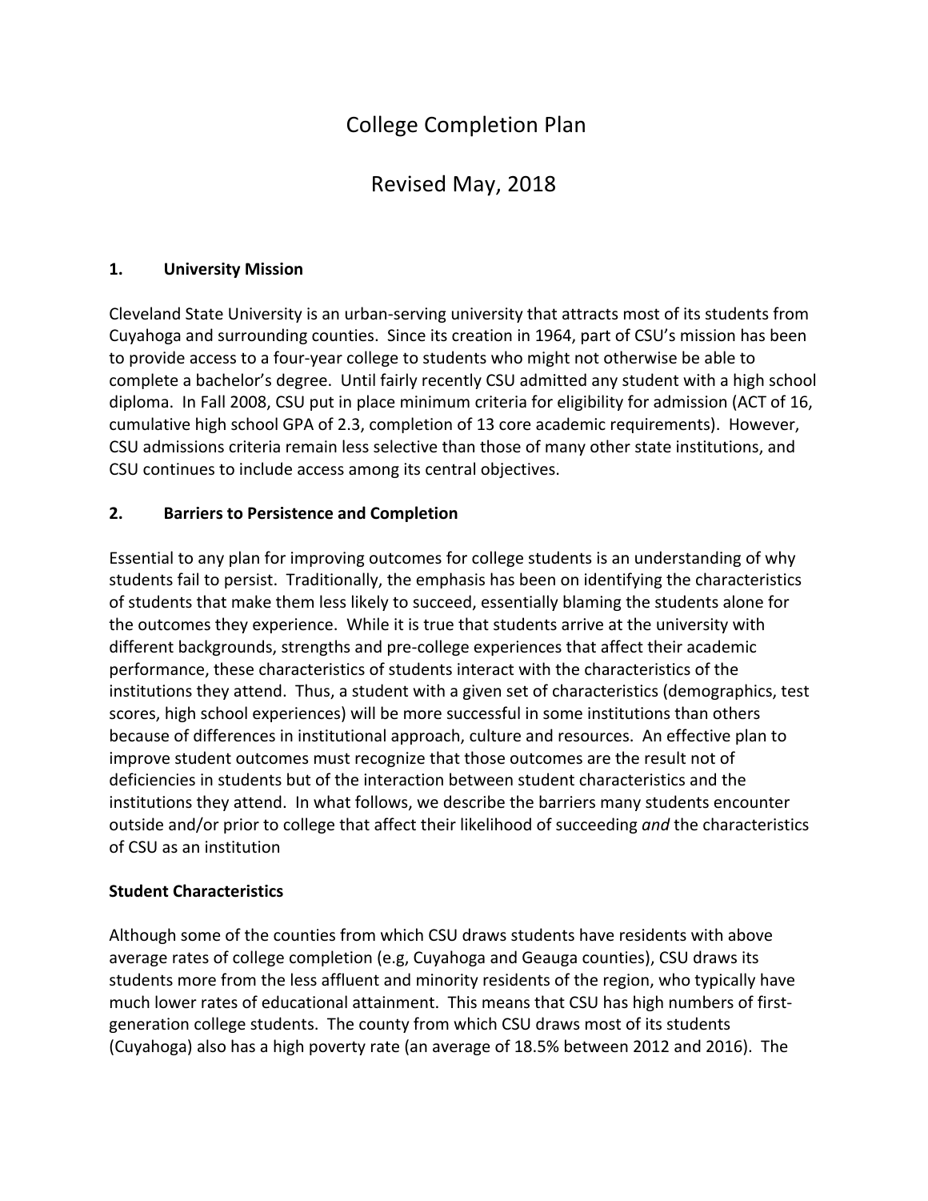# College Completion Plan

# Revised May, 2018

## 1. University Mission

Cleveland State University is an urban-serving university that attracts most of its students from Cuyahoga and surrounding counties. Since its creation in 1964, part of CSU's mission has been to provide access to a four-year college to students who might not otherwise be able to complete a bachelor's degree. Until fairly recently CSU admitted any student with a high school diploma. In Fall 2008, CSU put in place minimum criteria for eligibility for admission (ACT of 16, cumulative high school GPA of 2.3, completion of 13 core academic requirements). However, CSU admissions criteria remain less selective than those of many other state institutions, and CSU continues to include access among its central objectives.

## 2. Barriers to Persistence and Completion

Essential to any plan for improving outcomes for college students is an understanding of why students fail to persist. Traditionally, the emphasis has been on identifying the characteristics of students that make them less likely to succeed, essentially blaming the students alone for the outcomes they experience. While it is true that students arrive at the university with different backgrounds, strengths and pre-college experiences that affect their academic performance, these characteristics of students interact with the characteristics of the institutions they attend. Thus, a student with a given set of characteristics (demographics, test scores, high school experiences) will be more successful in some institutions than others because of differences in institutional approach, culture and resources. An effective plan to improve student outcomes must recognize that those outcomes are the result not of deficiencies in students but of the interaction between student characteristics and the institutions they attend. In what follows, we describe the barriers many students encounter outside and/or prior to college that affect their likelihood of succeeding *and* the characteristics of CSU as an institution

**Student Characteristics**

Although some of the counties from which CSU draws students have residents with above average rates of college completion (e.g, Cuyahoga and Geauga counties), CSU draws its students more from the less affluent and minority residents of the region, who typically have much lower rates of educational attainment. This means that CSU has high numbers of first-generation college students. The county from which CSU draws most of its students (Cuyahoga) also has a high poverty rate (an average of 18.5% between 2012 and 2016). The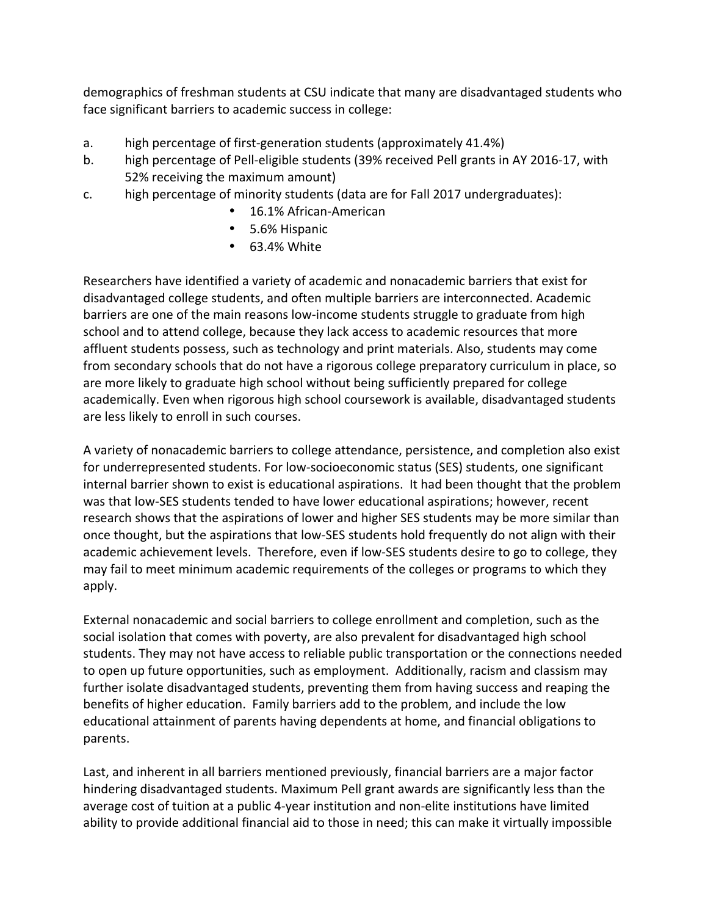demographics of freshman students at CSU indicate that many are disadvantaged students who face significant barriers to academic success in college:

a. high percentage of first-generation students (approximately 41.4%)
b. high percentage of Pell-eligible students (39% received Pell grants in AY 2016-17, with 52% receiving the maximum amount)
c. high percentage of minority students (data are for Fall 2017 undergraduates):
    - 16.1% African-American
    - 5.6% Hispanic
    - 63.4% White

Researchers have identified a variety of academic and nonacademic barriers that exist for disadvantaged college students, and often multiple barriers are interconnected. Academic barriers are one of the main reasons low-income students struggle to graduate from high school and to attend college, because they lack access to academic resources that more affluent students possess, such as technology and print materials. Also, students may come from secondary schools that do not have a rigorous college preparatory curriculum in place, so are more likely to graduate high school without being sufficiently prepared for college academically. Even when rigorous high school coursework is available, disadvantaged students are less likely to enroll in such courses.

A variety of nonacademic barriers to college attendance, persistence, and completion also exist for underrepresented students. For low-socioeconomic status (SES) students, one significant internal barrier shown to exist is educational aspirations. It had been thought that the problem was that low-SES students tended to have lower educational aspirations; however, recent research shows that the aspirations of lower and higher SES students may be more similar than once thought, but the aspirations that low-SES students hold frequently do not align with their academic achievement levels. Therefore, even if low-SES students desire to go to college, they may fail to meet minimum academic requirements of the colleges or programs to which they apply.

External nonacademic and social barriers to college enrollment and completion, such as the social isolation that comes with poverty, are also prevalent for disadvantaged high school students. They may not have access to reliable public transportation or the connections needed to open up future opportunities, such as employment. Additionally, racism and classism may further isolate disadvantaged students, preventing them from having success and reaping the benefits of higher education. Family barriers add to the problem, and include the low educational attainment of parents having dependents at home, and financial obligations to parents.

Last, and inherent in all barriers mentioned previously, financial barriers are a major factor hindering disadvantaged students. Maximum Pell grant awards are significantly less than the average cost of tuition at a public 4-year institution and non-elite institutions have limited ability to provide additional financial aid to those in need; this can make it virtually impossible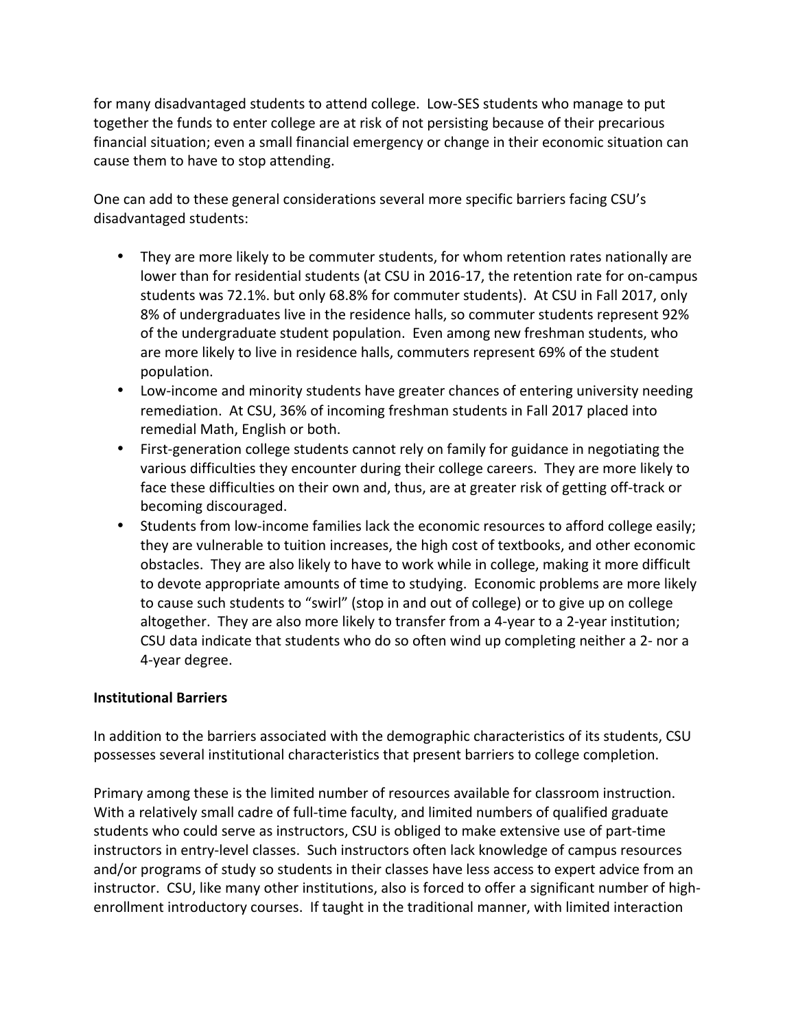for many disadvantaged students to attend college. Low-SES students who manage to put together the funds to enter college are at risk of not persisting because of their precarious financial situation; even a small financial emergency or change in their economic situation can cause them to have to stop attending.

One can add to these general considerations several more specific barriers facing CSU's disadvantaged students:

- They are more likely to be commuter students, for whom retention rates nationally are lower than for residential students (at CSU in 2016-17, the retention rate for on-campus students was 72.1%. but only 68.8% for commuter students). At CSU in Fall 2017, only 8% of undergraduates live in the residence halls, so commuter students represent 92% of the undergraduate student population. Even among new freshman students, who are more likely to live in residence halls, commuters represent 69% of the student population.
- Low-income and minority students have greater chances of entering university needing remediation. At CSU, 36% of incoming freshman students in Fall 2017 placed into remedial Math, English or both.
- First-generation college students cannot rely on family for guidance in negotiating the various difficulties they encounter during their college careers. They are more likely to face these difficulties on their own and, thus, are at greater risk of getting off-track or becoming discouraged.
- Students from low-income families lack the economic resources to afford college easily; they are vulnerable to tuition increases, the high cost of textbooks, and other economic obstacles. They are also likely to have to work while in college, making it more difficult to devote appropriate amounts of time to studying. Economic problems are more likely to cause such students to "swirl" (stop in and out of college) or to give up on college altogether. They are also more likely to transfer from a 4-year to a 2-year institution; CSU data indicate that students who do so often wind up completing neither a 2- nor a 4-year degree.

**Institutional Barriers**

In addition to the barriers associated with the demographic characteristics of its students, CSU possesses several institutional characteristics that present barriers to college completion.

Primary among these is the limited number of resources available for classroom instruction. With a relatively small cadre of full-time faculty, and limited numbers of qualified graduate students who could serve as instructors, CSU is obliged to make extensive use of part-time instructors in entry-level classes. Such instructors often lack knowledge of campus resources and/or programs of study so students in their classes have less access to expert advice from an instructor. CSU, like many other institutions, also is forced to offer a significant number of high-enrollment introductory courses. If taught in the traditional manner, with limited interaction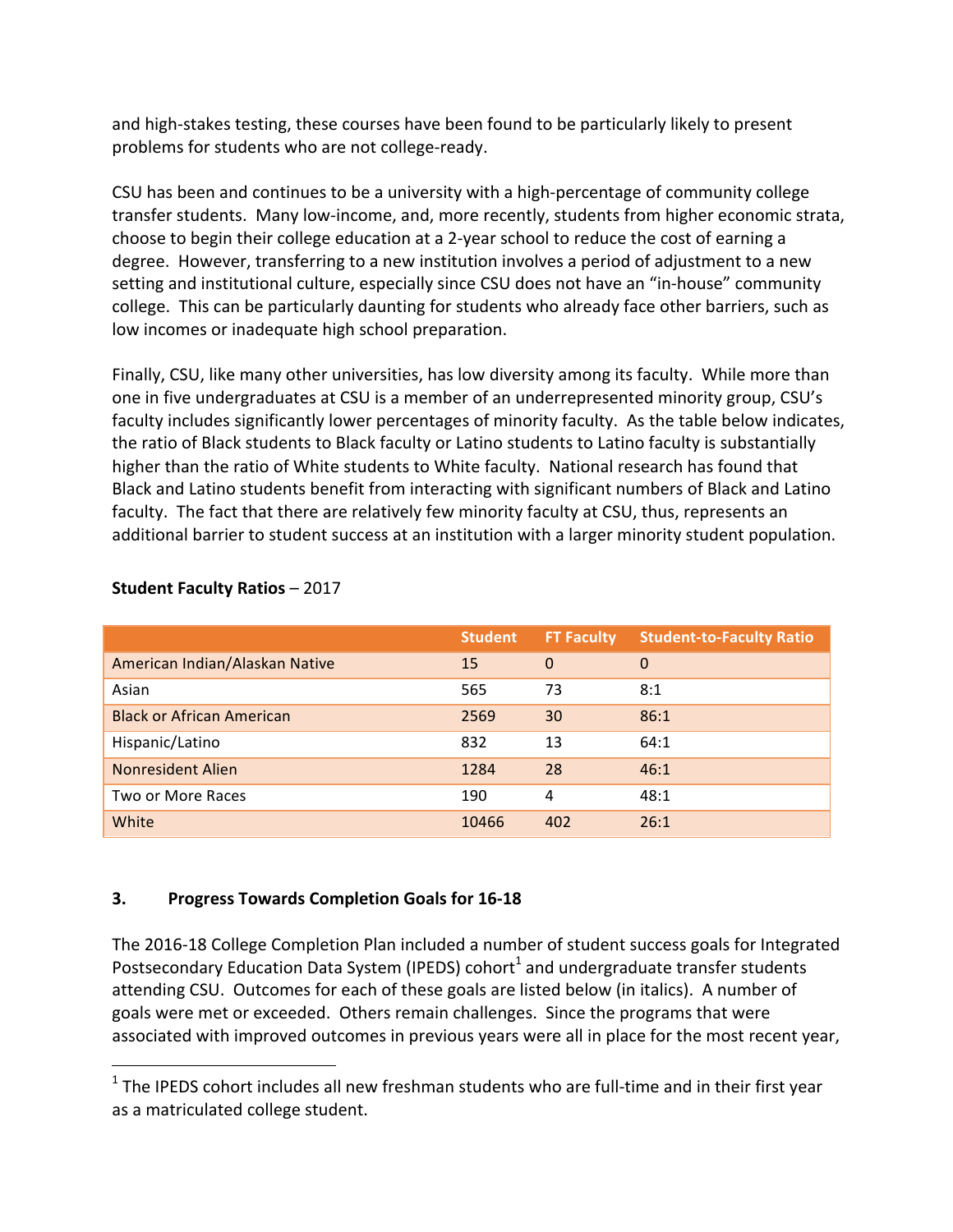and high-stakes testing, these courses have been found to be particularly likely to present problems for students who are not college-ready.

CSU has been and continues to be a university with a high-percentage of community college transfer students. Many low-income, and, more recently, students from higher economic strata, choose to begin their college education at a 2-year school to reduce the cost of earning a degree. However, transferring to a new institution involves a period of adjustment to a new setting and institutional culture, especially since CSU does not have an "in-house" community college. This can be particularly daunting for students who already face other barriers, such as low incomes or inadequate high school preparation.

Finally, CSU, like many other universities, has low diversity among its faculty. While more than one in five undergraduates at CSU is a member of an underrepresented minority group, CSU's faculty includes significantly lower percentages of minority faculty. As the table below indicates, the ratio of Black students to Black faculty or Latino students to Latino faculty is substantially higher than the ratio of White students to White faculty. National research has found that Black and Latino students benefit from interacting with significant numbers of Black and Latino faculty. The fact that there are relatively few minority faculty at CSU, thus, represents an additional barrier to student success at an institution with a larger minority student population.

**Student Faculty Ratios** – 2017

| | Student | FT Faculty | Student-to-Faculty Ratio |
|---|---|---|---|
| American Indian/Alaskan Native | 15 | 0 | 0 |
| Asian | 565 | 73 | 8:1 |
| Black or African American | 2569 | 30 | 86:1 |
| Hispanic/Latino | 832 | 13 | 64:1 |
| Nonresident Alien | 1284 | 28 | 46:1 |
| Two or More Races | 190 | 4 | 48:1 |
| White | 10466 | 402 | 26:1 |

### 3. Progress Towards Completion Goals for 16-18

The 2016-18 College Completion Plan included a number of student success goals for Integrated Postsecondary Education Data System (IPEDS) cohort[1] and undergraduate transfer students attending CSU. Outcomes for each of these goals are listed below (in italics). A number of goals were met or exceeded. Others remain challenges. Since the programs that were associated with improved outcomes in previous years were all in place for the most recent year,

[1] The IPEDS cohort includes all new freshman students who are full-time and in their first year as a matriculated college student.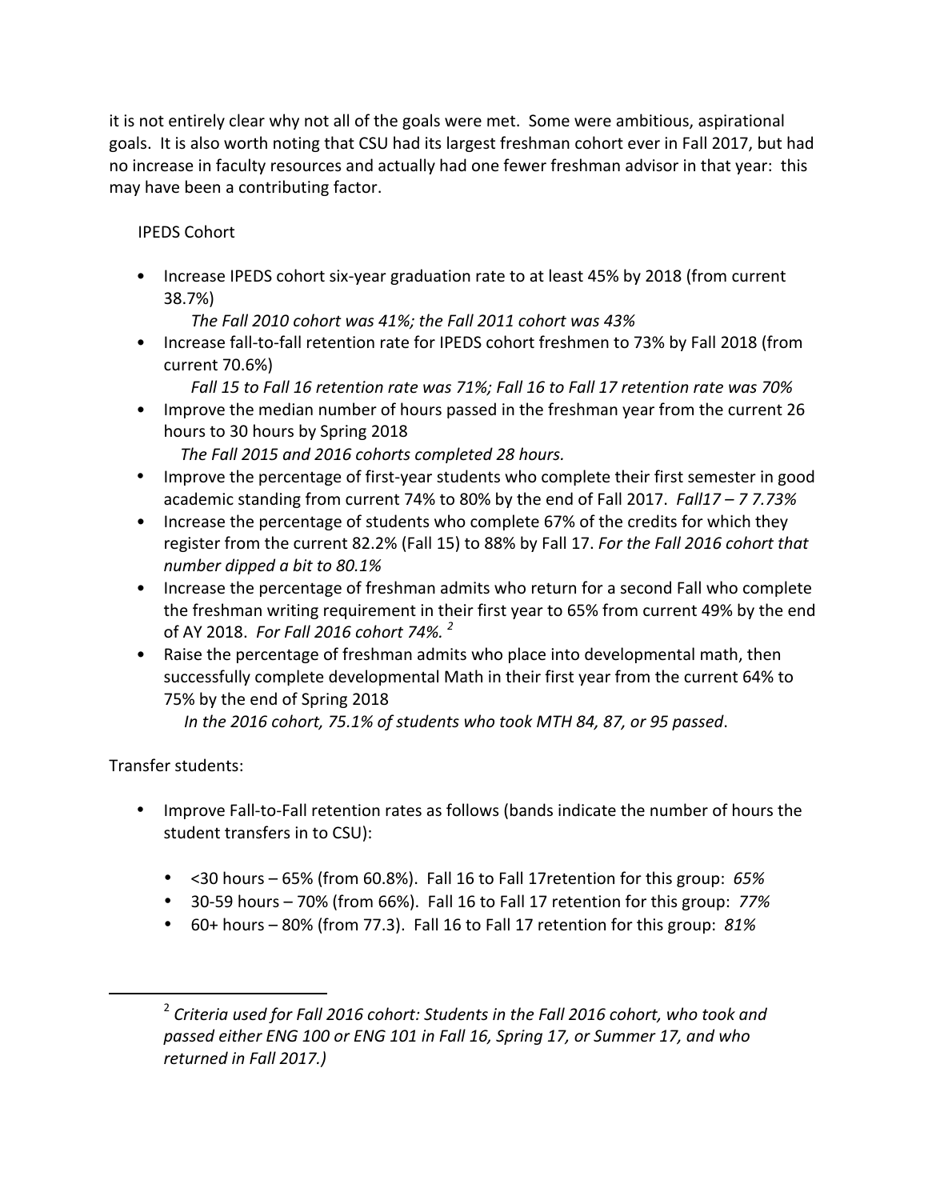it is not entirely clear why not all of the goals were met. Some were ambitious, aspirational goals. It is also worth noting that CSU had its largest freshman cohort ever in Fall 2017, but had no increase in faculty resources and actually had one fewer freshman advisor in that year: this may have been a contributing factor.

IPEDS Cohort

- Increase IPEDS cohort six-year graduation rate to at least 45% by 2018 (from current 38.7%)
  *The Fall 2010 cohort was 41%; the Fall 2011 cohort was 43%*
- Increase fall-to-fall retention rate for IPEDS cohort freshmen to 73% by Fall 2018 (from current 70.6%)
  *Fall 15 to Fall 16 retention rate was 71%; Fall 16 to Fall 17 retention rate was 70%*
- Improve the median number of hours passed in the freshman year from the current 26 hours to 30 hours by Spring 2018
  *The Fall 2015 and 2016 cohorts completed 28 hours.*
- Improve the percentage of first-year students who complete their first semester in good academic standing from current 74% to 80% by the end of Fall 2017. *Fall17 – 7 7.73%*
- Increase the percentage of students who complete 67% of the credits for which they register from the current 82.2% (Fall 15) to 88% by Fall 17. *For the Fall 2016 cohort that number dipped a bit to 80.1%*
- Increase the percentage of freshman admits who return for a second Fall who complete the freshman writing requirement in their first year to 65% from current 49% by the end of AY 2018. *For Fall 2016 cohort 74%.* [2]
- Raise the percentage of freshman admits who place into developmental math, then successfully complete developmental Math in their first year from the current 64% to 75% by the end of Spring 2018
  *In the 2016 cohort, 75.1% of students who took MTH 84, 87, or 95 passed*.

Transfer students:

- Improve Fall-to-Fall retention rates as follows (bands indicate the number of hours the student transfers in to CSU):
  - <30 hours – 65% (from 60.8%). Fall 16 to Fall 17retention for this group: *65%*
  - 30-59 hours – 70% (from 66%). Fall 16 to Fall 17 retention for this group: *77%*
  - 60+ hours – 80% (from 77.3). Fall 16 to Fall 17 retention for this group: *81%*

---

[2] *Criteria used for Fall 2016 cohort: Students in the Fall 2016 cohort, who took and passed either ENG 100 or ENG 101 in Fall 16, Spring 17, or Summer 17, and who returned in Fall 2017.)*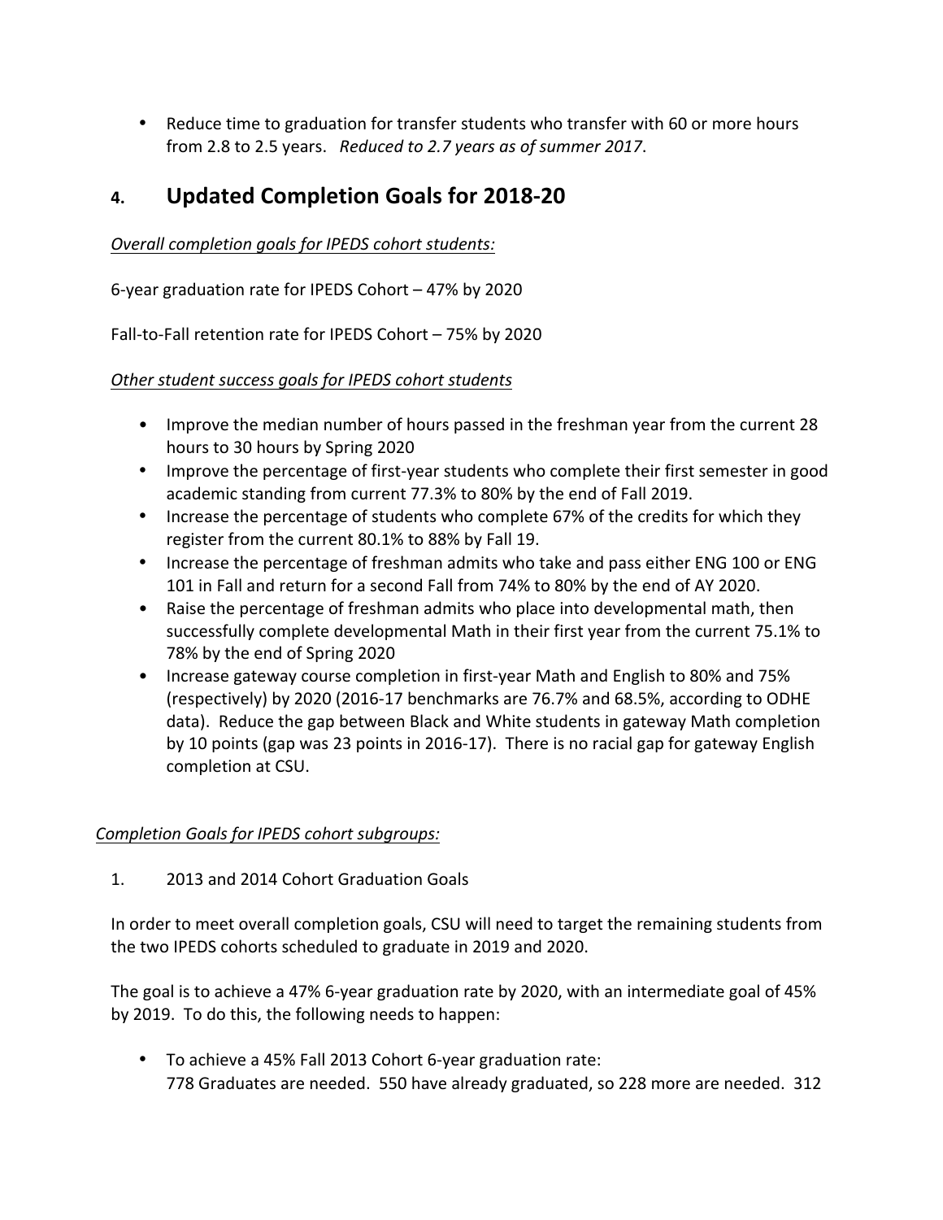- Reduce time to graduation for transfer students who transfer with 60 or more hours from 2.8 to 2.5 years. *Reduced to 2.7 years as of summer 2017*.

## 4. Updated Completion Goals for 2018-20

*Overall completion goals for IPEDS cohort students:*

6-year graduation rate for IPEDS Cohort – 47% by 2020

Fall-to-Fall retention rate for IPEDS Cohort – 75% by 2020

*Other student success goals for IPEDS cohort students*

- Improve the median number of hours passed in the freshman year from the current 28 hours to 30 hours by Spring 2020
- Improve the percentage of first-year students who complete their first semester in good academic standing from current 77.3% to 80% by the end of Fall 2019.
- Increase the percentage of students who complete 67% of the credits for which they register from the current 80.1% to 88% by Fall 19.
- Increase the percentage of freshman admits who take and pass either ENG 100 or ENG 101 in Fall and return for a second Fall from 74% to 80% by the end of AY 2020.
- Raise the percentage of freshman admits who place into developmental math, then successfully complete developmental Math in their first year from the current 75.1% to 78% by the end of Spring 2020
- Increase gateway course completion in first-year Math and English to 80% and 75% (respectively) by 2020 (2016-17 benchmarks are 76.7% and 68.5%, according to ODHE data). Reduce the gap between Black and White students in gateway Math completion by 10 points (gap was 23 points in 2016-17). There is no racial gap for gateway English completion at CSU.

*Completion Goals for IPEDS cohort subgroups:*

1. 2013 and 2014 Cohort Graduation Goals

In order to meet overall completion goals, CSU will need to target the remaining students from the two IPEDS cohorts scheduled to graduate in 2019 and 2020.

The goal is to achieve a 47% 6-year graduation rate by 2020, with an intermediate goal of 45% by 2019. To do this, the following needs to happen:

- To achieve a 45% Fall 2013 Cohort 6-year graduation rate:
  778 Graduates are needed. 550 have already graduated, so 228 more are needed. 312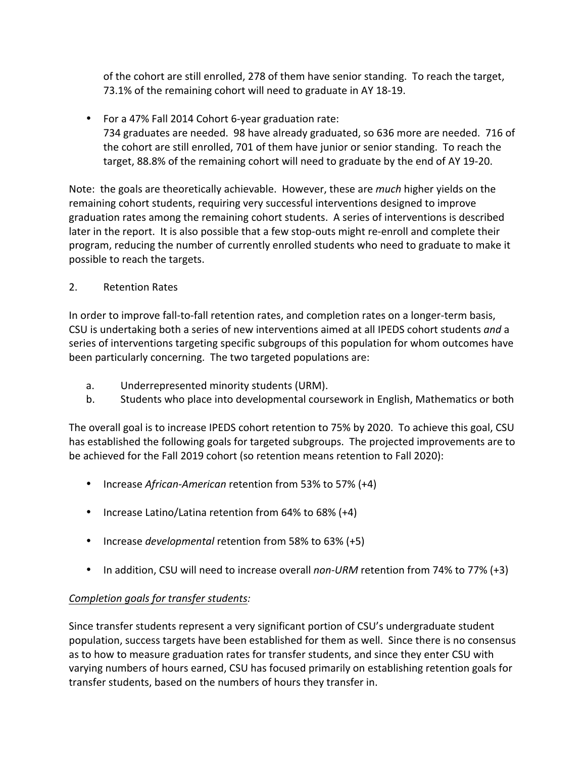of the cohort are still enrolled, 278 of them have senior standing. To reach the target, 73.1% of the remaining cohort will need to graduate in AY 18-19.

- For a 47% Fall 2014 Cohort 6-year graduation rate:
  734 graduates are needed. 98 have already graduated, so 636 more are needed. 716 of the cohort are still enrolled, 701 of them have junior or senior standing. To reach the target, 88.8% of the remaining cohort will need to graduate by the end of AY 19-20.

Note: the goals are theoretically achievable. However, these are *much* higher yields on the remaining cohort students, requiring very successful interventions designed to improve graduation rates among the remaining cohort students. A series of interventions is described later in the report. It is also possible that a few stop-outs might re-enroll and complete their program, reducing the number of currently enrolled students who need to graduate to make it possible to reach the targets.

2. Retention Rates

In order to improve fall-to-fall retention rates, and completion rates on a longer-term basis, CSU is undertaking both a series of new interventions aimed at all IPEDS cohort students *and* a series of interventions targeting specific subgroups of this population for whom outcomes have been particularly concerning. The two targeted populations are:

a. Underrepresented minority students (URM).
b. Students who place into developmental coursework in English, Mathematics or both

The overall goal is to increase IPEDS cohort retention to 75% by 2020. To achieve this goal, CSU has established the following goals for targeted subgroups. The projected improvements are to be achieved for the Fall 2019 cohort (so retention means retention to Fall 2020):

- Increase *African-American* retention from 53% to 57% (+4)
- Increase Latino/Latina retention from 64% to 68% (+4)
- Increase *developmental* retention from 58% to 63% (+5)
- In addition, CSU will need to increase overall *non-URM* retention from 74% to 77% (+3)

*Completion goals for transfer students:*

Since transfer students represent a very significant portion of CSU's undergraduate student population, success targets have been established for them as well. Since there is no consensus as to how to measure graduation rates for transfer students, and since they enter CSU with varying numbers of hours earned, CSU has focused primarily on establishing retention goals for transfer students, based on the numbers of hours they transfer in.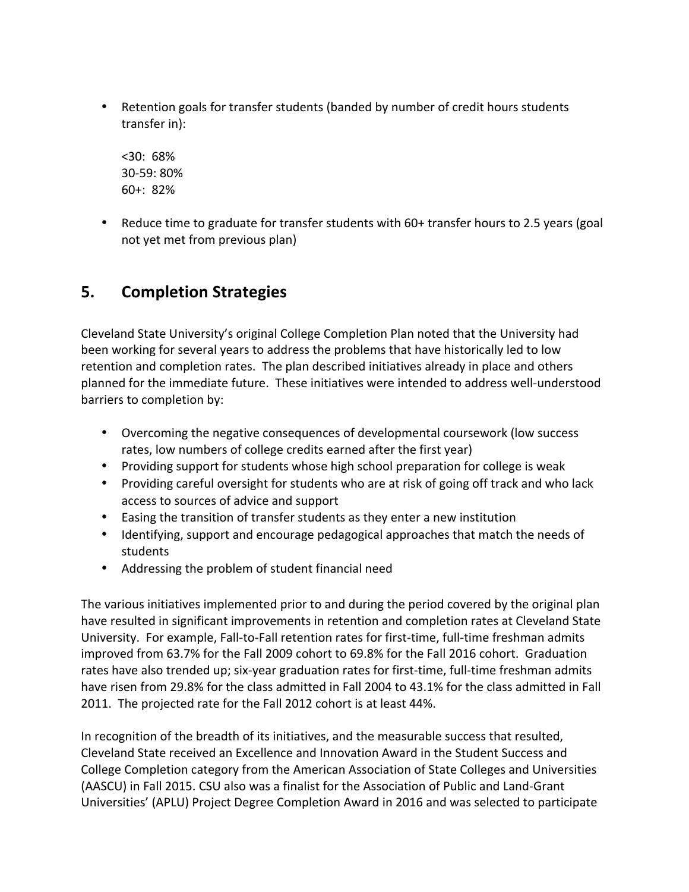- Retention goals for transfer students (banded by number of credit hours students transfer in):

  <30: 68%
  30-59: 80%
  60+: 82%

- Reduce time to graduate for transfer students with 60+ transfer hours to 2.5 years (goal not yet met from previous plan)

## 5. Completion Strategies

Cleveland State University's original College Completion Plan noted that the University had been working for several years to address the problems that have historically led to low retention and completion rates. The plan described initiatives already in place and others planned for the immediate future. These initiatives were intended to address well-understood barriers to completion by:

- Overcoming the negative consequences of developmental coursework (low success rates, low numbers of college credits earned after the first year)
- Providing support for students whose high school preparation for college is weak
- Providing careful oversight for students who are at risk of going off track and who lack access to sources of advice and support
- Easing the transition of transfer students as they enter a new institution
- Identifying, support and encourage pedagogical approaches that match the needs of students
- Addressing the problem of student financial need

The various initiatives implemented prior to and during the period covered by the original plan have resulted in significant improvements in retention and completion rates at Cleveland State University. For example, Fall-to-Fall retention rates for first-time, full-time freshman admits improved from 63.7% for the Fall 2009 cohort to 69.8% for the Fall 2016 cohort. Graduation rates have also trended up; six-year graduation rates for first-time, full-time freshman admits have risen from 29.8% for the class admitted in Fall 2004 to 43.1% for the class admitted in Fall 2011. The projected rate for the Fall 2012 cohort is at least 44%.

In recognition of the breadth of its initiatives, and the measurable success that resulted, Cleveland State received an Excellence and Innovation Award in the Student Success and College Completion category from the American Association of State Colleges and Universities (AASCU) in Fall 2015. CSU also was a finalist for the Association of Public and Land-Grant Universities' (APLU) Project Degree Completion Award in 2016 and was selected to participate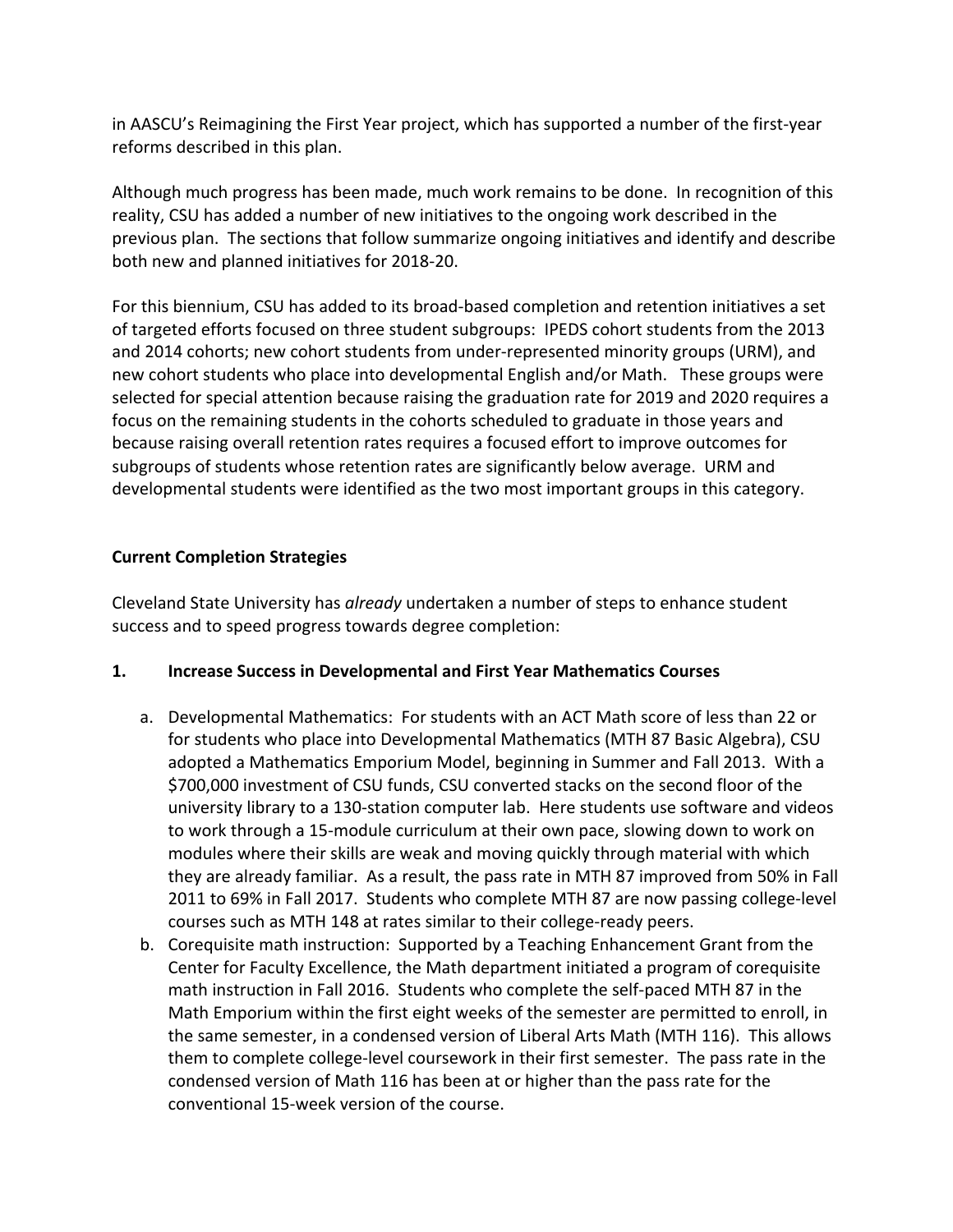in AASCU's Reimagining the First Year project, which has supported a number of the first-year reforms described in this plan.

Although much progress has been made, much work remains to be done. In recognition of this reality, CSU has added a number of new initiatives to the ongoing work described in the previous plan. The sections that follow summarize ongoing initiatives and identify and describe both new and planned initiatives for 2018-20.

For this biennium, CSU has added to its broad-based completion and retention initiatives a set of targeted efforts focused on three student subgroups: IPEDS cohort students from the 2013 and 2014 cohorts; new cohort students from under-represented minority groups (URM), and new cohort students who place into developmental English and/or Math. These groups were selected for special attention because raising the graduation rate for 2019 and 2020 requires a focus on the remaining students in the cohorts scheduled to graduate in those years and because raising overall retention rates requires a focused effort to improve outcomes for subgroups of students whose retention rates are significantly below average. URM and developmental students were identified as the two most important groups in this category.

**Current Completion Strategies**

Cleveland State University has *already* undertaken a number of steps to enhance student success and to speed progress towards degree completion:

**1. Increase Success in Developmental and First Year Mathematics Courses**

a. Developmental Mathematics: For students with an ACT Math score of less than 22 or for students who place into Developmental Mathematics (MTH 87 Basic Algebra), CSU adopted a Mathematics Emporium Model, beginning in Summer and Fall 2013. With a $700,000 investment of CSU funds, CSU converted stacks on the second floor of the university library to a 130-station computer lab. Here students use software and videos to work through a 15-module curriculum at their own pace, slowing down to work on modules where their skills are weak and moving quickly through material with which they are already familiar. As a result, the pass rate in MTH 87 improved from 50% in Fall 2011 to 69% in Fall 2017. Students who complete MTH 87 are now passing college-level courses such as MTH 148 at rates similar to their college-ready peers.

b. Corequisite math instruction: Supported by a Teaching Enhancement Grant from the Center for Faculty Excellence, the Math department initiated a program of corequisite math instruction in Fall 2016. Students who complete the self-paced MTH 87 in the Math Emporium within the first eight weeks of the semester are permitted to enroll, in the same semester, in a condensed version of Liberal Arts Math (MTH 116). This allows them to complete college-level coursework in their first semester. The pass rate in the condensed version of Math 116 has been at or higher than the pass rate for the conventional 15-week version of the course.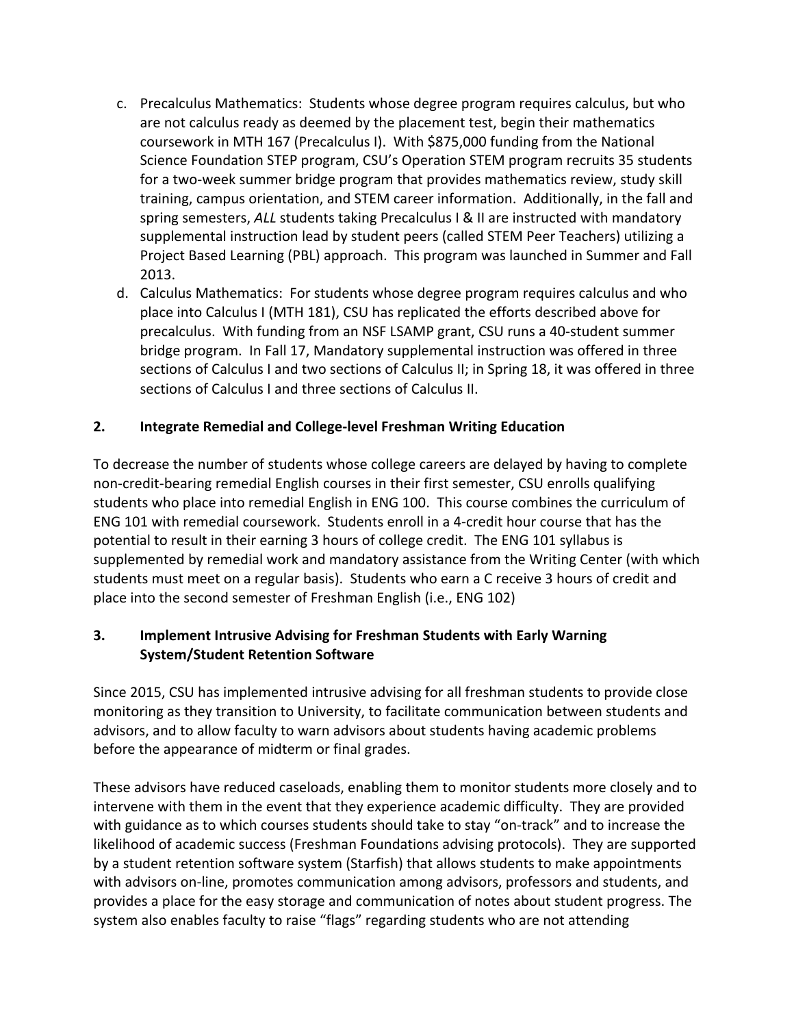c. Precalculus Mathematics: Students whose degree program requires calculus, but who are not calculus ready as deemed by the placement test, begin their mathematics coursework in MTH 167 (Precalculus I). With $875,000 funding from the National Science Foundation STEP program, CSU's Operation STEM program recruits 35 students for a two-week summer bridge program that provides mathematics review, study skill training, campus orientation, and STEM career information. Additionally, in the fall and spring semesters, *ALL* students taking Precalculus I & II are instructed with mandatory supplemental instruction lead by student peers (called STEM Peer Teachers) utilizing a Project Based Learning (PBL) approach. This program was launched in Summer and Fall 2013.

d. Calculus Mathematics: For students whose degree program requires calculus and who place into Calculus I (MTH 181), CSU has replicated the efforts described above for precalculus. With funding from an NSF LSAMP grant, CSU runs a 40-student summer bridge program. In Fall 17, Mandatory supplemental instruction was offered in three sections of Calculus I and two sections of Calculus II; in Spring 18, it was offered in three sections of Calculus I and three sections of Calculus II.

### 2. Integrate Remedial and College-level Freshman Writing Education

To decrease the number of students whose college careers are delayed by having to complete non-credit-bearing remedial English courses in their first semester, CSU enrolls qualifying students who place into remedial English in ENG 100. This course combines the curriculum of ENG 101 with remedial coursework. Students enroll in a 4-credit hour course that has the potential to result in their earning 3 hours of college credit. The ENG 101 syllabus is supplemented by remedial work and mandatory assistance from the Writing Center (with which students must meet on a regular basis). Students who earn a C receive 3 hours of credit and place into the second semester of Freshman English (i.e., ENG 102)

### 3. Implement Intrusive Advising for Freshman Students with Early Warning System/Student Retention Software

Since 2015, CSU has implemented intrusive advising for all freshman students to provide close monitoring as they transition to University, to facilitate communication between students and advisors, and to allow faculty to warn advisors about students having academic problems before the appearance of midterm or final grades.

These advisors have reduced caseloads, enabling them to monitor students more closely and to intervene with them in the event that they experience academic difficulty. They are provided with guidance as to which courses students should take to stay "on-track" and to increase the likelihood of academic success (Freshman Foundations advising protocols). They are supported by a student retention software system (Starfish) that allows students to make appointments with advisors on-line, promotes communication among advisors, professors and students, and provides a place for the easy storage and communication of notes about student progress. The system also enables faculty to raise "flags" regarding students who are not attending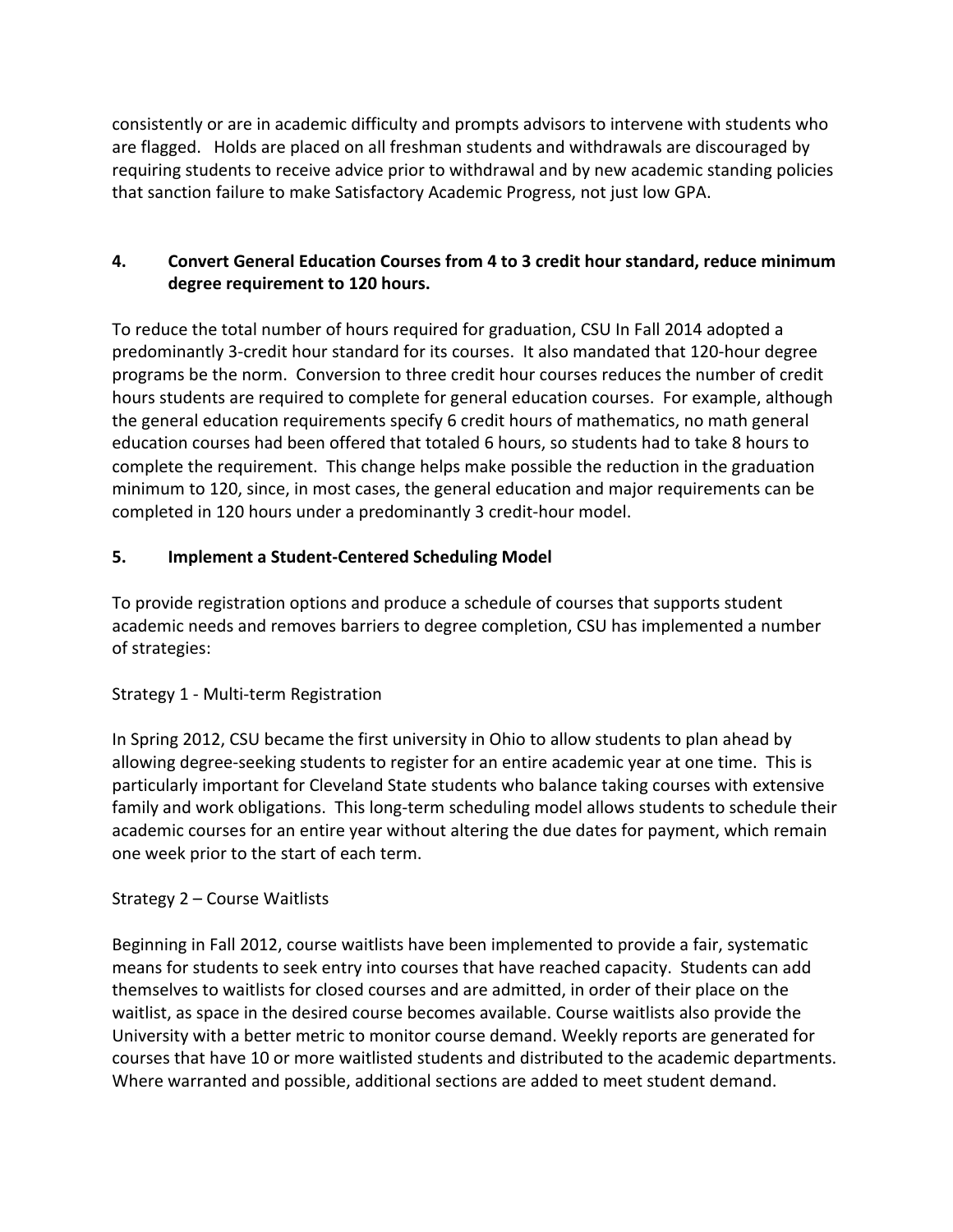consistently or are in academic difficulty and prompts advisors to intervene with students who are flagged. Holds are placed on all freshman students and withdrawals are discouraged by requiring students to receive advice prior to withdrawal and by new academic standing policies that sanction failure to make Satisfactory Academic Progress, not just low GPA.

**4. Convert General Education Courses from 4 to 3 credit hour standard, reduce minimum degree requirement to 120 hours.**

To reduce the total number of hours required for graduation, CSU In Fall 2014 adopted a predominantly 3-credit hour standard for its courses. It also mandated that 120-hour degree programs be the norm. Conversion to three credit hour courses reduces the number of credit hours students are required to complete for general education courses. For example, although the general education requirements specify 6 credit hours of mathematics, no math general education courses had been offered that totaled 6 hours, so students had to take 8 hours to complete the requirement. This change helps make possible the reduction in the graduation minimum to 120, since, in most cases, the general education and major requirements can be completed in 120 hours under a predominantly 3 credit-hour model.

**5. Implement a Student-Centered Scheduling Model**

To provide registration options and produce a schedule of courses that supports student academic needs and removes barriers to degree completion, CSU has implemented a number of strategies:

Strategy 1 - Multi-term Registration

In Spring 2012, CSU became the first university in Ohio to allow students to plan ahead by allowing degree-seeking students to register for an entire academic year at one time. This is particularly important for Cleveland State students who balance taking courses with extensive family and work obligations. This long-term scheduling model allows students to schedule their academic courses for an entire year without altering the due dates for payment, which remain one week prior to the start of each term.

Strategy 2 – Course Waitlists

Beginning in Fall 2012, course waitlists have been implemented to provide a fair, systematic means for students to seek entry into courses that have reached capacity. Students can add themselves to waitlists for closed courses and are admitted, in order of their place on the waitlist, as space in the desired course becomes available. Course waitlists also provide the University with a better metric to monitor course demand. Weekly reports are generated for courses that have 10 or more waitlisted students and distributed to the academic departments. Where warranted and possible, additional sections are added to meet student demand.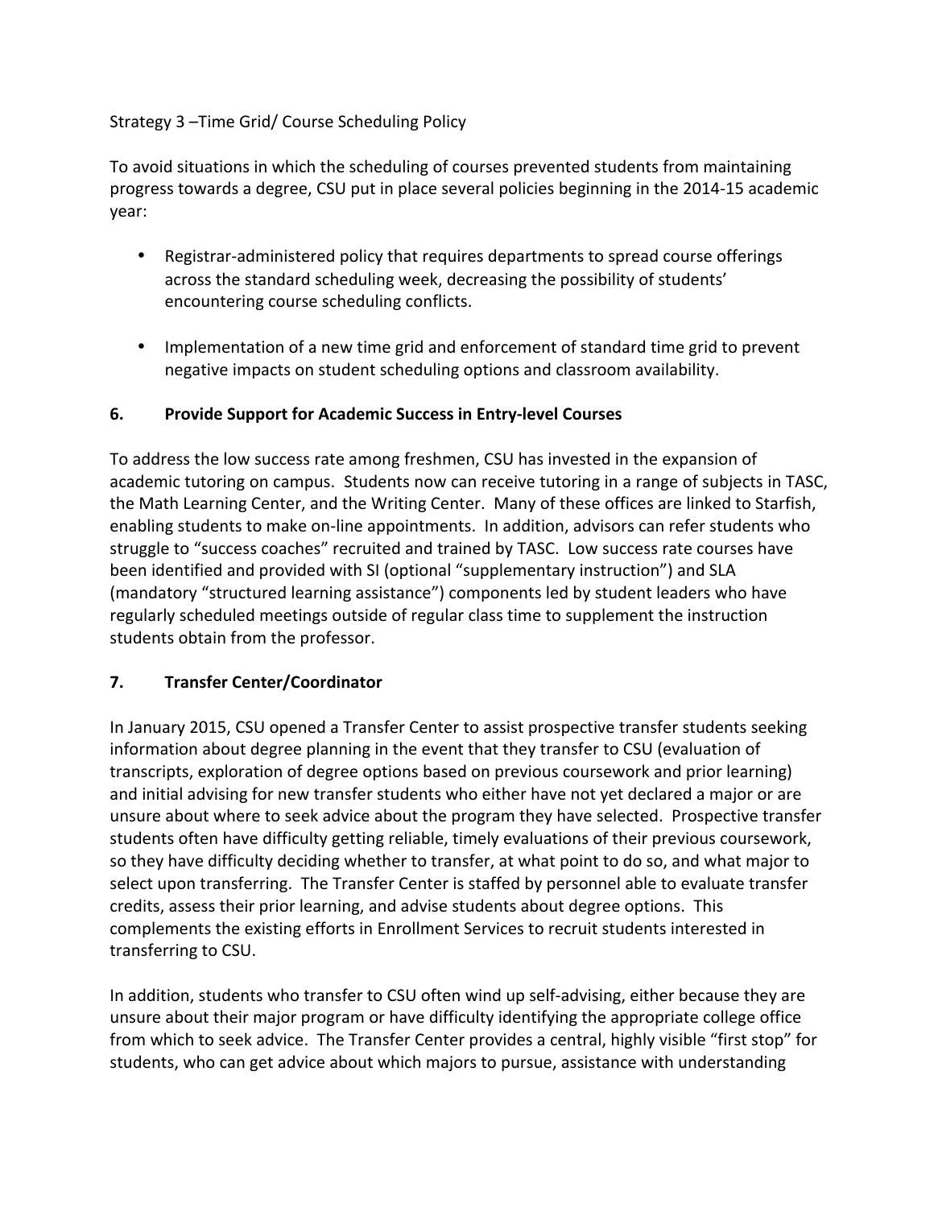Strategy 3 –Time Grid/ Course Scheduling Policy

To avoid situations in which the scheduling of courses prevented students from maintaining progress towards a degree, CSU put in place several policies beginning in the 2014-15 academic year:

- Registrar-administered policy that requires departments to spread course offerings across the standard scheduling week, decreasing the possibility of students' encountering course scheduling conflicts.

- Implementation of a new time grid and enforcement of standard time grid to prevent negative impacts on student scheduling options and classroom availability.

## 6. Provide Support for Academic Success in Entry-level Courses

To address the low success rate among freshmen, CSU has invested in the expansion of academic tutoring on campus. Students now can receive tutoring in a range of subjects in TASC, the Math Learning Center, and the Writing Center. Many of these offices are linked to Starfish, enabling students to make on-line appointments. In addition, advisors can refer students who struggle to "success coaches" recruited and trained by TASC. Low success rate courses have been identified and provided with SI (optional "supplementary instruction") and SLA (mandatory "structured learning assistance") components led by student leaders who have regularly scheduled meetings outside of regular class time to supplement the instruction students obtain from the professor.

## 7. Transfer Center/Coordinator

In January 2015, CSU opened a Transfer Center to assist prospective transfer students seeking information about degree planning in the event that they transfer to CSU (evaluation of transcripts, exploration of degree options based on previous coursework and prior learning) and initial advising for new transfer students who either have not yet declared a major or are unsure about where to seek advice about the program they have selected. Prospective transfer students often have difficulty getting reliable, timely evaluations of their previous coursework, so they have difficulty deciding whether to transfer, at what point to do so, and what major to select upon transferring. The Transfer Center is staffed by personnel able to evaluate transfer credits, assess their prior learning, and advise students about degree options. This complements the existing efforts in Enrollment Services to recruit students interested in transferring to CSU.

In addition, students who transfer to CSU often wind up self-advising, either because they are unsure about their major program or have difficulty identifying the appropriate college office from which to seek advice. The Transfer Center provides a central, highly visible "first stop" for students, who can get advice about which majors to pursue, assistance with understanding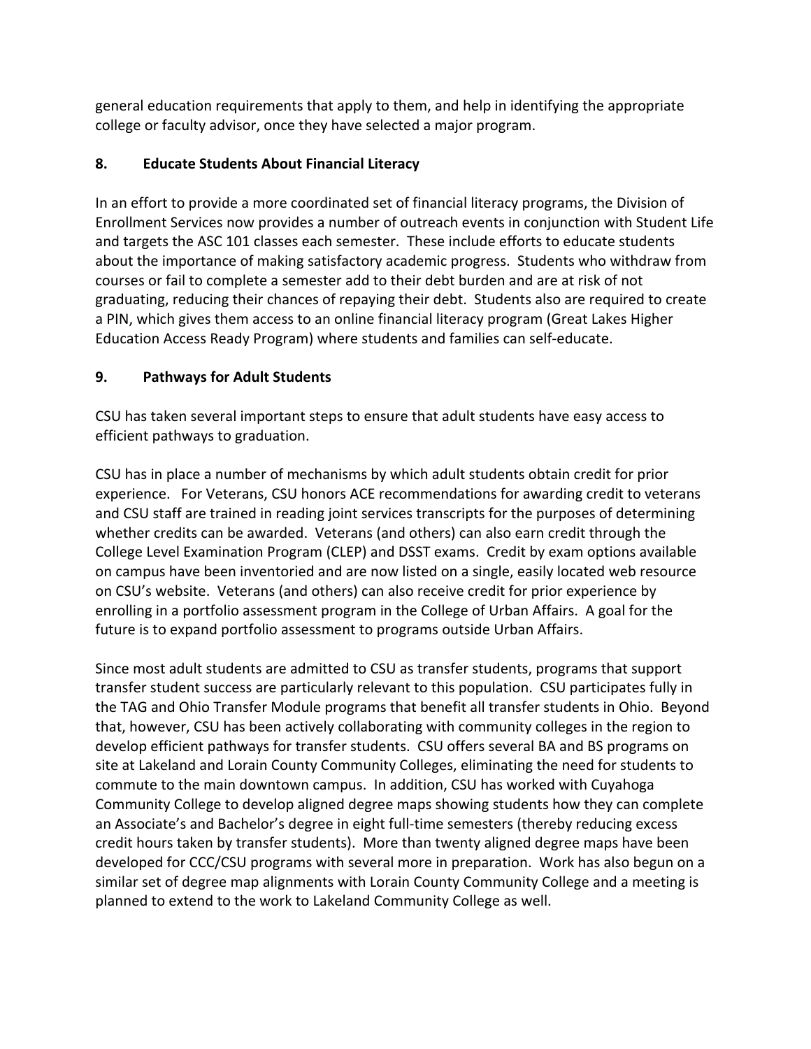general education requirements that apply to them, and help in identifying the appropriate college or faculty advisor, once they have selected a major program.

### 8. Educate Students About Financial Literacy

In an effort to provide a more coordinated set of financial literacy programs, the Division of Enrollment Services now provides a number of outreach events in conjunction with Student Life and targets the ASC 101 classes each semester. These include efforts to educate students about the importance of making satisfactory academic progress. Students who withdraw from courses or fail to complete a semester add to their debt burden and are at risk of not graduating, reducing their chances of repaying their debt. Students also are required to create a PIN, which gives them access to an online financial literacy program (Great Lakes Higher Education Access Ready Program) where students and families can self-educate.

### 9. Pathways for Adult Students

CSU has taken several important steps to ensure that adult students have easy access to efficient pathways to graduation.

CSU has in place a number of mechanisms by which adult students obtain credit for prior experience. For Veterans, CSU honors ACE recommendations for awarding credit to veterans and CSU staff are trained in reading joint services transcripts for the purposes of determining whether credits can be awarded. Veterans (and others) can also earn credit through the College Level Examination Program (CLEP) and DSST exams. Credit by exam options available on campus have been inventoried and are now listed on a single, easily located web resource on CSU's website. Veterans (and others) can also receive credit for prior experience by enrolling in a portfolio assessment program in the College of Urban Affairs. A goal for the future is to expand portfolio assessment to programs outside Urban Affairs.

Since most adult students are admitted to CSU as transfer students, programs that support transfer student success are particularly relevant to this population. CSU participates fully in the TAG and Ohio Transfer Module programs that benefit all transfer students in Ohio. Beyond that, however, CSU has been actively collaborating with community colleges in the region to develop efficient pathways for transfer students. CSU offers several BA and BS programs on site at Lakeland and Lorain County Community Colleges, eliminating the need for students to commute to the main downtown campus. In addition, CSU has worked with Cuyahoga Community College to develop aligned degree maps showing students how they can complete an Associate's and Bachelor's degree in eight full-time semesters (thereby reducing excess credit hours taken by transfer students). More than twenty aligned degree maps have been developed for CCC/CSU programs with several more in preparation. Work has also begun on a similar set of degree map alignments with Lorain County Community College and a meeting is planned to extend to the work to Lakeland Community College as well.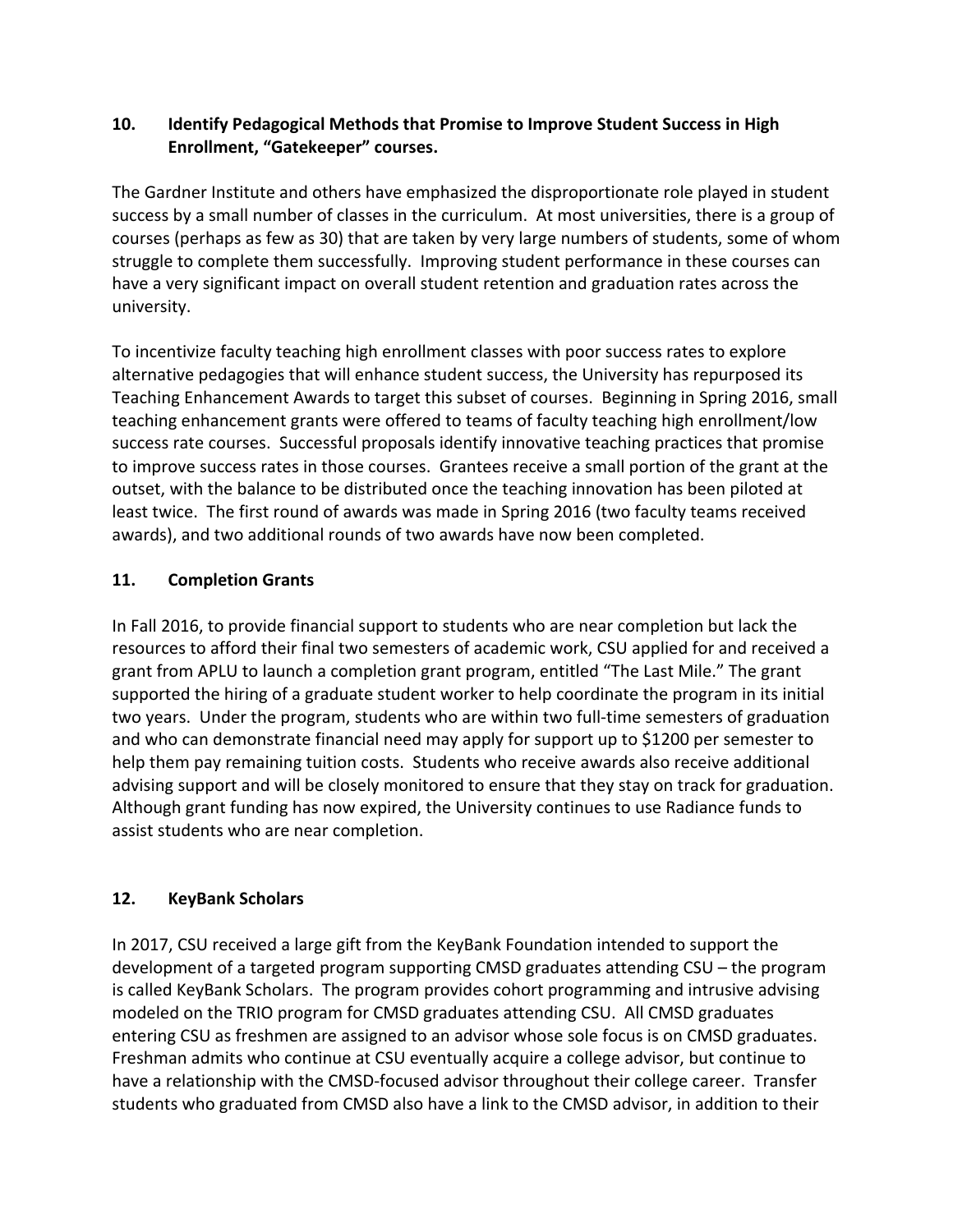## 10. Identify Pedagogical Methods that Promise to Improve Student Success in High Enrollment, "Gatekeeper" courses.

The Gardner Institute and others have emphasized the disproportionate role played in student success by a small number of classes in the curriculum. At most universities, there is a group of courses (perhaps as few as 30) that are taken by very large numbers of students, some of whom struggle to complete them successfully. Improving student performance in these courses can have a very significant impact on overall student retention and graduation rates across the university.

To incentivize faculty teaching high enrollment classes with poor success rates to explore alternative pedagogies that will enhance student success, the University has repurposed its Teaching Enhancement Awards to target this subset of courses. Beginning in Spring 2016, small teaching enhancement grants were offered to teams of faculty teaching high enrollment/low success rate courses. Successful proposals identify innovative teaching practices that promise to improve success rates in those courses. Grantees receive a small portion of the grant at the outset, with the balance to be distributed once the teaching innovation has been piloted at least twice. The first round of awards was made in Spring 2016 (two faculty teams received awards), and two additional rounds of two awards have now been completed.

## 11. Completion Grants

In Fall 2016, to provide financial support to students who are near completion but lack the resources to afford their final two semesters of academic work, CSU applied for and received a grant from APLU to launch a completion grant program, entitled "The Last Mile." The grant supported the hiring of a graduate student worker to help coordinate the program in its initial two years. Under the program, students who are within two full-time semesters of graduation and who can demonstrate financial need may apply for support up to $1200 per semester to help them pay remaining tuition costs. Students who receive awards also receive additional advising support and will be closely monitored to ensure that they stay on track for graduation. Although grant funding has now expired, the University continues to use Radiance funds to assist students who are near completion.

## 12. KeyBank Scholars

In 2017, CSU received a large gift from the KeyBank Foundation intended to support the development of a targeted program supporting CMSD graduates attending CSU – the program is called KeyBank Scholars. The program provides cohort programming and intrusive advising modeled on the TRIO program for CMSD graduates attending CSU. All CMSD graduates entering CSU as freshmen are assigned to an advisor whose sole focus is on CMSD graduates. Freshman admits who continue at CSU eventually acquire a college advisor, but continue to have a relationship with the CMSD-focused advisor throughout their college career. Transfer students who graduated from CMSD also have a link to the CMSD advisor, in addition to their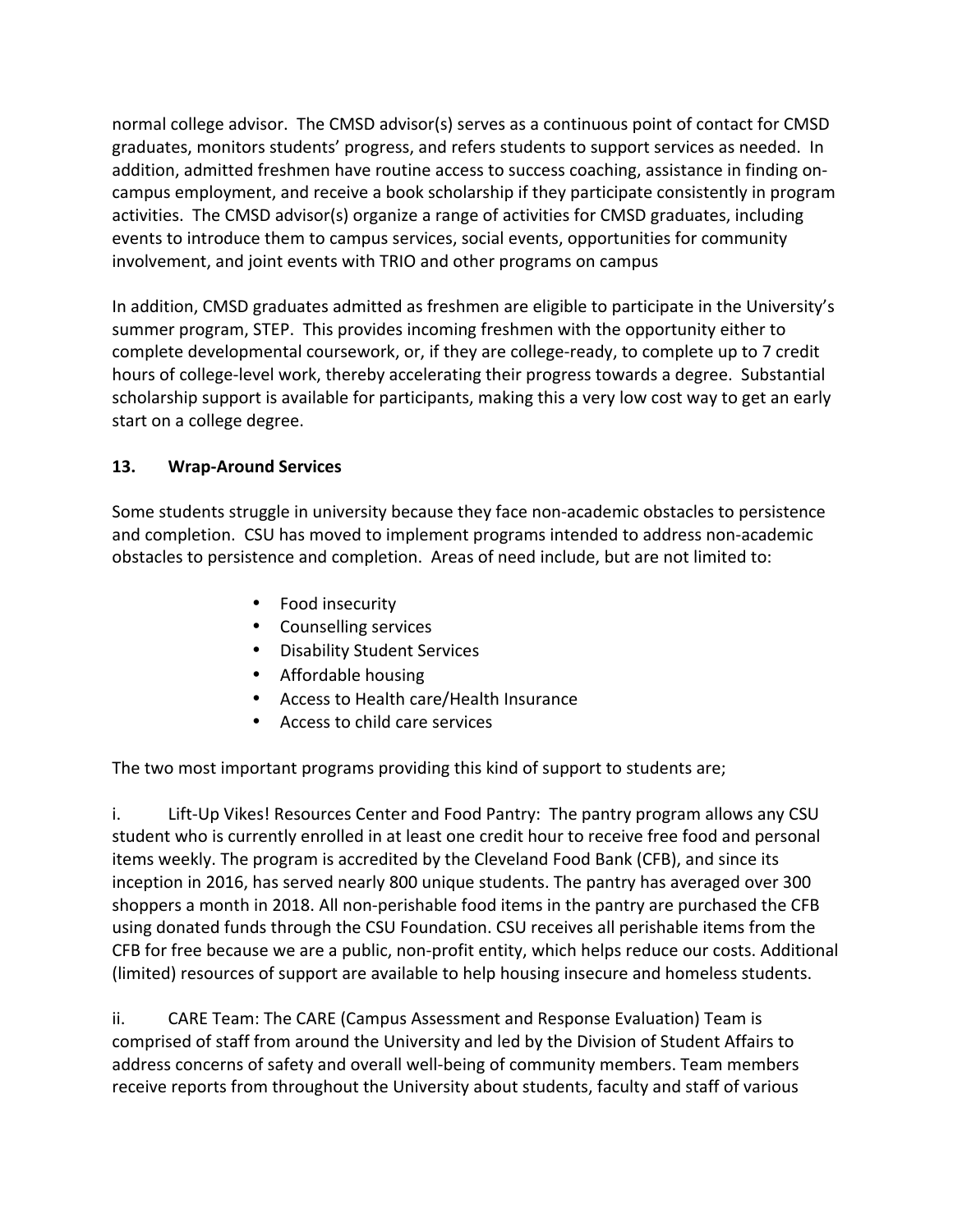normal college advisor. The CMSD advisor(s) serves as a continuous point of contact for CMSD graduates, monitors students' progress, and refers students to support services as needed. In addition, admitted freshmen have routine access to success coaching, assistance in finding on-campus employment, and receive a book scholarship if they participate consistently in program activities. The CMSD advisor(s) organize a range of activities for CMSD graduates, including events to introduce them to campus services, social events, opportunities for community involvement, and joint events with TRIO and other programs on campus

In addition, CMSD graduates admitted as freshmen are eligible to participate in the University's summer program, STEP. This provides incoming freshmen with the opportunity either to complete developmental coursework, or, if they are college-ready, to complete up to 7 credit hours of college-level work, thereby accelerating their progress towards a degree. Substantial scholarship support is available for participants, making this a very low cost way to get an early start on a college degree.

### 13. Wrap-Around Services

Some students struggle in university because they face non-academic obstacles to persistence and completion. CSU has moved to implement programs intended to address non-academic obstacles to persistence and completion. Areas of need include, but are not limited to:

- Food insecurity
- Counselling services
- Disability Student Services
- Affordable housing
- Access to Health care/Health Insurance
- Access to child care services

The two most important programs providing this kind of support to students are;

i. Lift-Up Vikes! Resources Center and Food Pantry: The pantry program allows any CSU student who is currently enrolled in at least one credit hour to receive free food and personal items weekly. The program is accredited by the Cleveland Food Bank (CFB), and since its inception in 2016, has served nearly 800 unique students. The pantry has averaged over 300 shoppers a month in 2018. All non-perishable food items in the pantry are purchased the CFB using donated funds through the CSU Foundation. CSU receives all perishable items from the CFB for free because we are a public, non-profit entity, which helps reduce our costs. Additional (limited) resources of support are available to help housing insecure and homeless students.

ii. CARE Team: The CARE (Campus Assessment and Response Evaluation) Team is comprised of staff from around the University and led by the Division of Student Affairs to address concerns of safety and overall well-being of community members. Team members receive reports from throughout the University about students, faculty and staff of various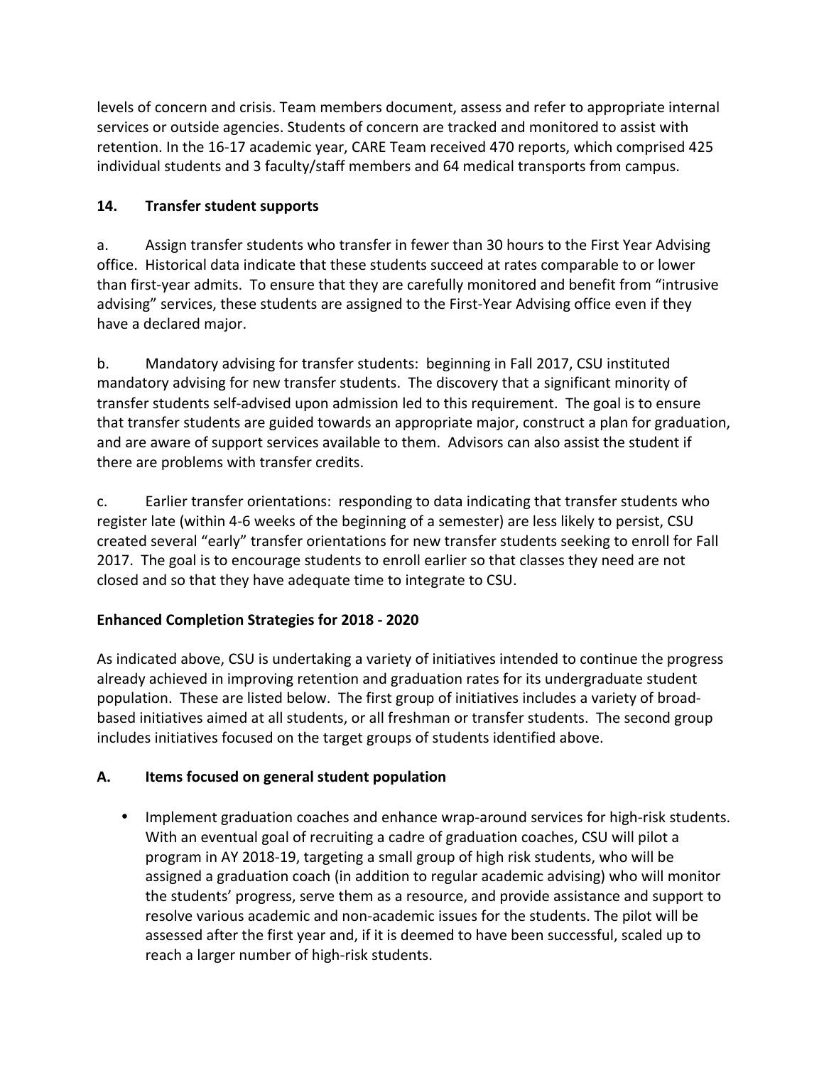levels of concern and crisis. Team members document, assess and refer to appropriate internal services or outside agencies. Students of concern are tracked and monitored to assist with retention. In the 16-17 academic year, CARE Team received 470 reports, which comprised 425 individual students and 3 faculty/staff members and 64 medical transports from campus.

**14. Transfer student supports**

a. Assign transfer students who transfer in fewer than 30 hours to the First Year Advising office. Historical data indicate that these students succeed at rates comparable to or lower than first-year admits. To ensure that they are carefully monitored and benefit from "intrusive advising" services, these students are assigned to the First-Year Advising office even if they have a declared major.

b. Mandatory advising for transfer students: beginning in Fall 2017, CSU instituted mandatory advising for new transfer students. The discovery that a significant minority of transfer students self-advised upon admission led to this requirement. The goal is to ensure that transfer students are guided towards an appropriate major, construct a plan for graduation, and are aware of support services available to them. Advisors can also assist the student if there are problems with transfer credits.

c. Earlier transfer orientations: responding to data indicating that transfer students who register late (within 4-6 weeks of the beginning of a semester) are less likely to persist, CSU created several "early" transfer orientations for new transfer students seeking to enroll for Fall 2017. The goal is to encourage students to enroll earlier so that classes they need are not closed and so that they have adequate time to integrate to CSU.

**Enhanced Completion Strategies for 2018 - 2020**

As indicated above, CSU is undertaking a variety of initiatives intended to continue the progress already achieved in improving retention and graduation rates for its undergraduate student population. These are listed below. The first group of initiatives includes a variety of broad-based initiatives aimed at all students, or all freshman or transfer students. The second group includes initiatives focused on the target groups of students identified above.

**A. Items focused on general student population**

- Implement graduation coaches and enhance wrap-around services for high-risk students. With an eventual goal of recruiting a cadre of graduation coaches, CSU will pilot a program in AY 2018-19, targeting a small group of high risk students, who will be assigned a graduation coach (in addition to regular academic advising) who will monitor the students' progress, serve them as a resource, and provide assistance and support to resolve various academic and non-academic issues for the students. The pilot will be assessed after the first year and, if it is deemed to have been successful, scaled up to reach a larger number of high-risk students.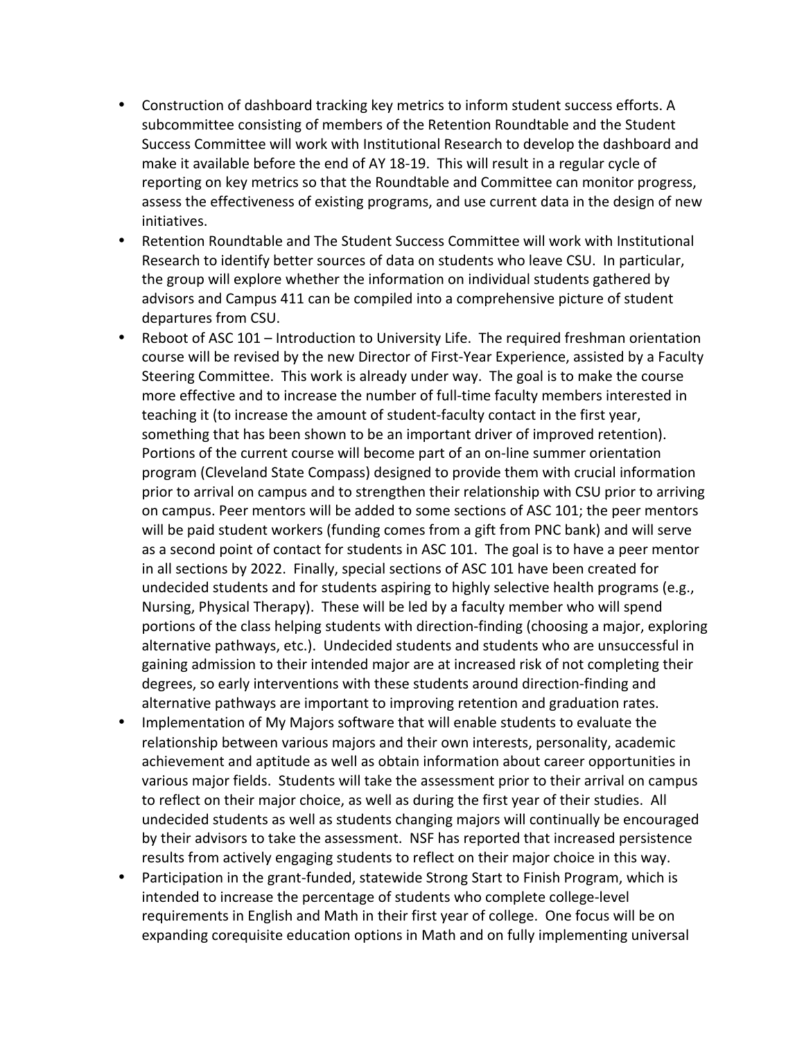- Construction of dashboard tracking key metrics to inform student success efforts. A subcommittee consisting of members of the Retention Roundtable and the Student Success Committee will work with Institutional Research to develop the dashboard and make it available before the end of AY 18-19. This will result in a regular cycle of reporting on key metrics so that the Roundtable and Committee can monitor progress, assess the effectiveness of existing programs, and use current data in the design of new initiatives.
- Retention Roundtable and The Student Success Committee will work with Institutional Research to identify better sources of data on students who leave CSU. In particular, the group will explore whether the information on individual students gathered by advisors and Campus 411 can be compiled into a comprehensive picture of student departures from CSU.
- Reboot of ASC 101 – Introduction to University Life. The required freshman orientation course will be revised by the new Director of First-Year Experience, assisted by a Faculty Steering Committee. This work is already under way. The goal is to make the course more effective and to increase the number of full-time faculty members interested in teaching it (to increase the amount of student-faculty contact in the first year, something that has been shown to be an important driver of improved retention). Portions of the current course will become part of an on-line summer orientation program (Cleveland State Compass) designed to provide them with crucial information prior to arrival on campus and to strengthen their relationship with CSU prior to arriving on campus. Peer mentors will be added to some sections of ASC 101; the peer mentors will be paid student workers (funding comes from a gift from PNC bank) and will serve as a second point of contact for students in ASC 101. The goal is to have a peer mentor in all sections by 2022. Finally, special sections of ASC 101 have been created for undecided students and for students aspiring to highly selective health programs (e.g., Nursing, Physical Therapy). These will be led by a faculty member who will spend portions of the class helping students with direction-finding (choosing a major, exploring alternative pathways, etc.). Undecided students and students who are unsuccessful in gaining admission to their intended major are at increased risk of not completing their degrees, so early interventions with these students around direction-finding and alternative pathways are important to improving retention and graduation rates.
- Implementation of My Majors software that will enable students to evaluate the relationship between various majors and their own interests, personality, academic achievement and aptitude as well as obtain information about career opportunities in various major fields. Students will take the assessment prior to their arrival on campus to reflect on their major choice, as well as during the first year of their studies. All undecided students as well as students changing majors will continually be encouraged by their advisors to take the assessment. NSF has reported that increased persistence results from actively engaging students to reflect on their major choice in this way.
- Participation in the grant-funded, statewide Strong Start to Finish Program, which is intended to increase the percentage of students who complete college-level requirements in English and Math in their first year of college. One focus will be on expanding corequisite education options in Math and on fully implementing universal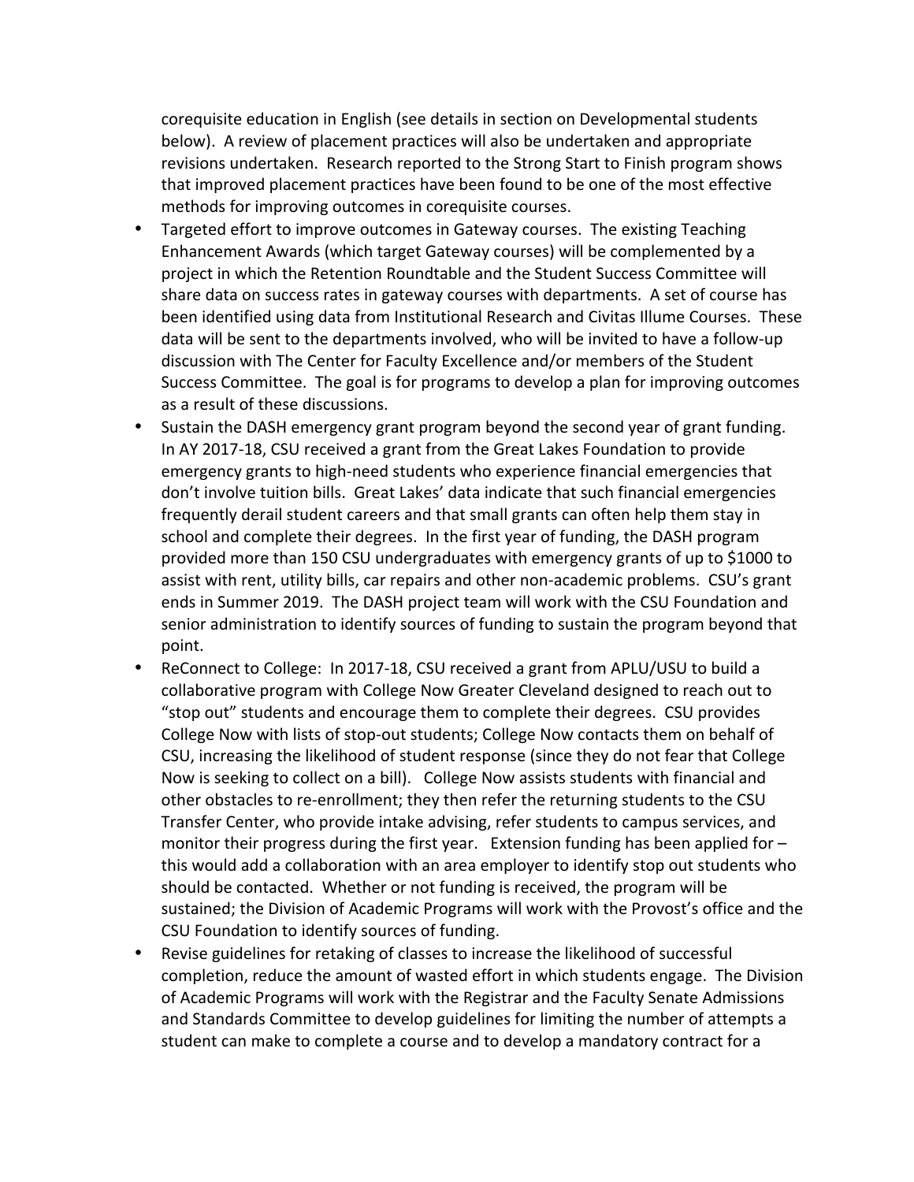corequisite education in English (see details in section on Developmental students below). A review of placement practices will also be undertaken and appropriate revisions undertaken. Research reported to the Strong Start to Finish program shows that improved placement practices have been found to be one of the most effective methods for improving outcomes in corequisite courses.

- Targeted effort to improve outcomes in Gateway courses. The existing Teaching Enhancement Awards (which target Gateway courses) will be complemented by a project in which the Retention Roundtable and the Student Success Committee will share data on success rates in gateway courses with departments. A set of course has been identified using data from Institutional Research and Civitas Illume Courses. These data will be sent to the departments involved, who will be invited to have a follow-up discussion with The Center for Faculty Excellence and/or members of the Student Success Committee. The goal is for programs to develop a plan for improving outcomes as a result of these discussions.
- Sustain the DASH emergency grant program beyond the second year of grant funding. In AY 2017-18, CSU received a grant from the Great Lakes Foundation to provide emergency grants to high-need students who experience financial emergencies that don't involve tuition bills. Great Lakes' data indicate that such financial emergencies frequently derail student careers and that small grants can often help them stay in school and complete their degrees. In the first year of funding, the DASH program provided more than 150 CSU undergraduates with emergency grants of up to $1000 to assist with rent, utility bills, car repairs and other non-academic problems. CSU's grant ends in Summer 2019. The DASH project team will work with the CSU Foundation and senior administration to identify sources of funding to sustain the program beyond that point.
- ReConnect to College: In 2017-18, CSU received a grant from APLU/USU to build a collaborative program with College Now Greater Cleveland designed to reach out to "stop out" students and encourage them to complete their degrees. CSU provides College Now with lists of stop-out students; College Now contacts them on behalf of CSU, increasing the likelihood of student response (since they do not fear that College Now is seeking to collect on a bill). College Now assists students with financial and other obstacles to re-enrollment; they then refer the returning students to the CSU Transfer Center, who provide intake advising, refer students to campus services, and monitor their progress during the first year. Extension funding has been applied for – this would add a collaboration with an area employer to identify stop out students who should be contacted. Whether or not funding is received, the program will be sustained; the Division of Academic Programs will work with the Provost's office and the CSU Foundation to identify sources of funding.
- Revise guidelines for retaking of classes to increase the likelihood of successful completion, reduce the amount of wasted effort in which students engage. The Division of Academic Programs will work with the Registrar and the Faculty Senate Admissions and Standards Committee to develop guidelines for limiting the number of attempts a student can make to complete a course and to develop a mandatory contract for a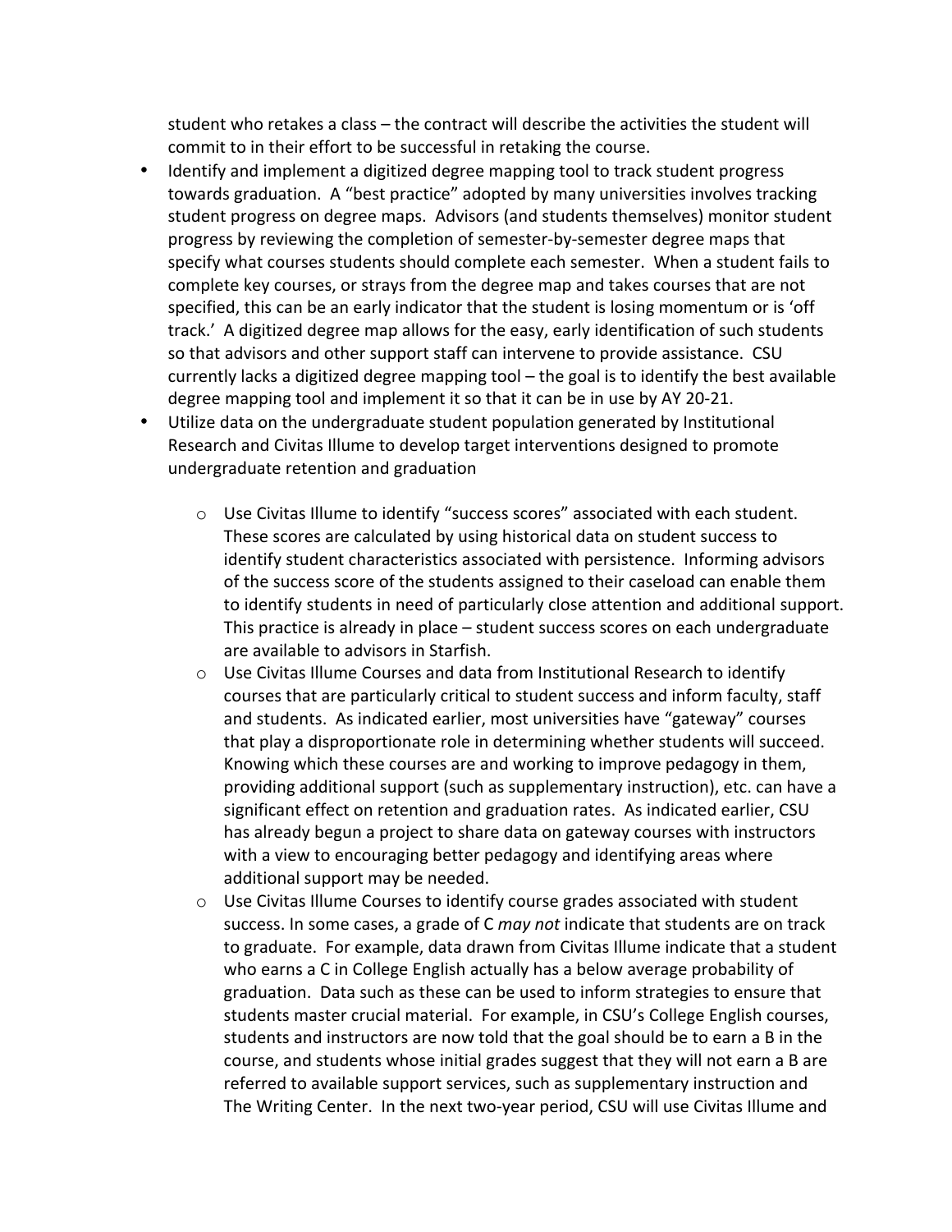student who retakes a class – the contract will describe the activities the student will commit to in their effort to be successful in retaking the course.

- Identify and implement a digitized degree mapping tool to track student progress towards graduation. A "best practice" adopted by many universities involves tracking student progress on degree maps. Advisors (and students themselves) monitor student progress by reviewing the completion of semester-by-semester degree maps that specify what courses students should complete each semester. When a student fails to complete key courses, or strays from the degree map and takes courses that are not specified, this can be an early indicator that the student is losing momentum or is 'off track.' A digitized degree map allows for the easy, early identification of such students so that advisors and other support staff can intervene to provide assistance. CSU currently lacks a digitized degree mapping tool – the goal is to identify the best available degree mapping tool and implement it so that it can be in use by AY 20-21.
- Utilize data on the undergraduate student population generated by Institutional Research and Civitas Illume to develop target interventions designed to promote undergraduate retention and graduation
  - Use Civitas Illume to identify "success scores" associated with each student. These scores are calculated by using historical data on student success to identify student characteristics associated with persistence. Informing advisors of the success score of the students assigned to their caseload can enable them to identify students in need of particularly close attention and additional support. This practice is already in place – student success scores on each undergraduate are available to advisors in Starfish.
  - Use Civitas Illume Courses and data from Institutional Research to identify courses that are particularly critical to student success and inform faculty, staff and students. As indicated earlier, most universities have "gateway" courses that play a disproportionate role in determining whether students will succeed. Knowing which these courses are and working to improve pedagogy in them, providing additional support (such as supplementary instruction), etc. can have a significant effect on retention and graduation rates. As indicated earlier, CSU has already begun a project to share data on gateway courses with instructors with a view to encouraging better pedagogy and identifying areas where additional support may be needed.
  - Use Civitas Illume Courses to identify course grades associated with student success. In some cases, a grade of C *may not* indicate that students are on track to graduate. For example, data drawn from Civitas Illume indicate that a student who earns a C in College English actually has a below average probability of graduation. Data such as these can be used to inform strategies to ensure that students master crucial material. For example, in CSU's College English courses, students and instructors are now told that the goal should be to earn a B in the course, and students whose initial grades suggest that they will not earn a B are referred to available support services, such as supplementary instruction and The Writing Center. In the next two-year period, CSU will use Civitas Illume and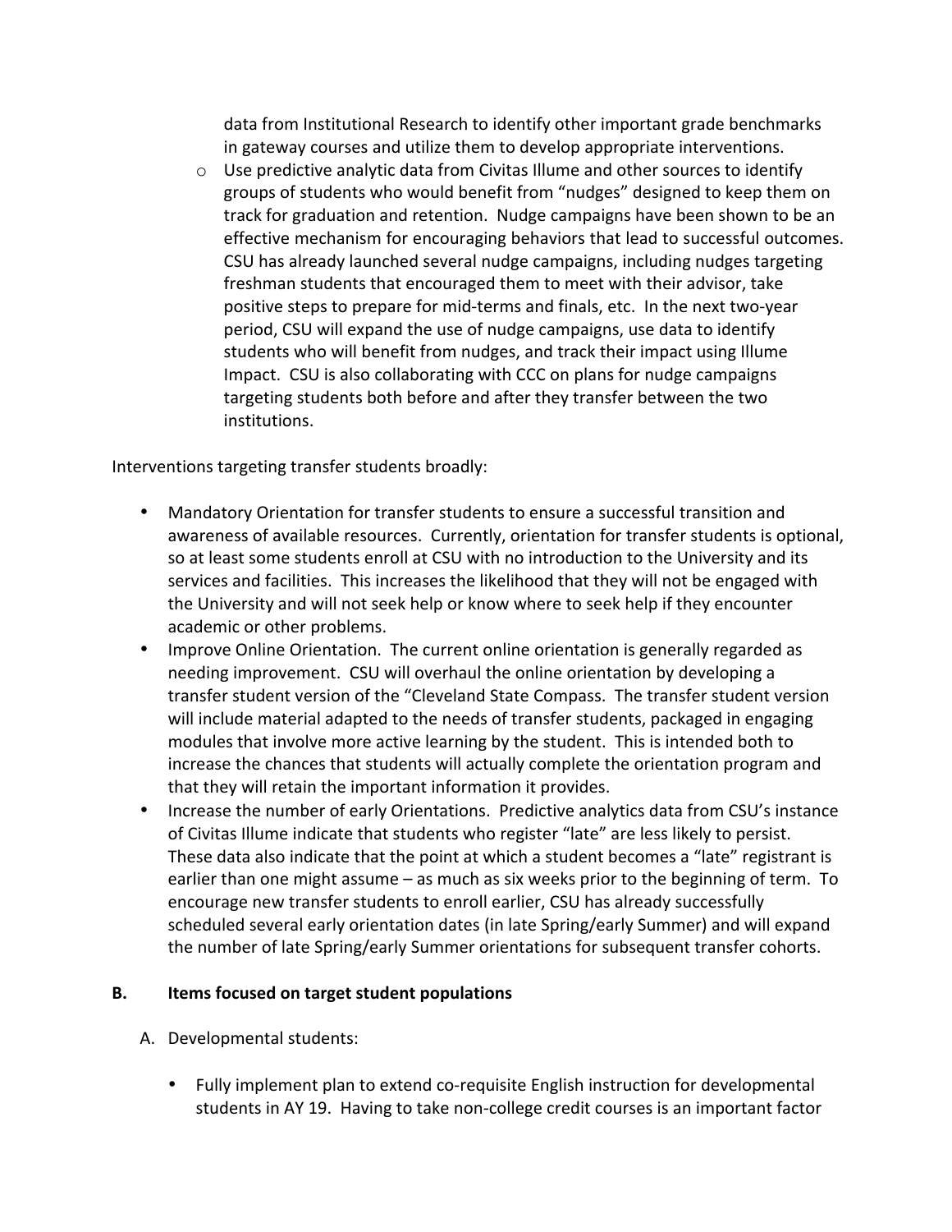data from Institutional Research to identify other important grade benchmarks in gateway courses and utilize them to develop appropriate interventions.

  - Use predictive analytic data from Civitas Illume and other sources to identify groups of students who would benefit from "nudges" designed to keep them on track for graduation and retention. Nudge campaigns have been shown to be an effective mechanism for encouraging behaviors that lead to successful outcomes. CSU has already launched several nudge campaigns, including nudges targeting freshman students that encouraged them to meet with their advisor, take positive steps to prepare for mid-terms and finals, etc. In the next two-year period, CSU will expand the use of nudge campaigns, use data to identify students who will benefit from nudges, and track their impact using Illume Impact. CSU is also collaborating with CCC on plans for nudge campaigns targeting students both before and after they transfer between the two institutions.

Interventions targeting transfer students broadly:

- Mandatory Orientation for transfer students to ensure a successful transition and awareness of available resources. Currently, orientation for transfer students is optional, so at least some students enroll at CSU with no introduction to the University and its services and facilities. This increases the likelihood that they will not be engaged with the University and will not seek help or know where to seek help if they encounter academic or other problems.
- Improve Online Orientation. The current online orientation is generally regarded as needing improvement. CSU will overhaul the online orientation by developing a transfer student version of the "Cleveland State Compass. The transfer student version will include material adapted to the needs of transfer students, packaged in engaging modules that involve more active learning by the student. This is intended both to increase the chances that students will actually complete the orientation program and that they will retain the important information it provides.
- Increase the number of early Orientations. Predictive analytics data from CSU's instance of Civitas Illume indicate that students who register "late" are less likely to persist. These data also indicate that the point at which a student becomes a "late" registrant is earlier than one might assume – as much as six weeks prior to the beginning of term. To encourage new transfer students to enroll earlier, CSU has already successfully scheduled several early orientation dates (in late Spring/early Summer) and will expand the number of late Spring/early Summer orientations for subsequent transfer cohorts.

## B. Items focused on target student populations

A. Developmental students:

- Fully implement plan to extend co-requisite English instruction for developmental students in AY 19. Having to take non-college credit courses is an important factor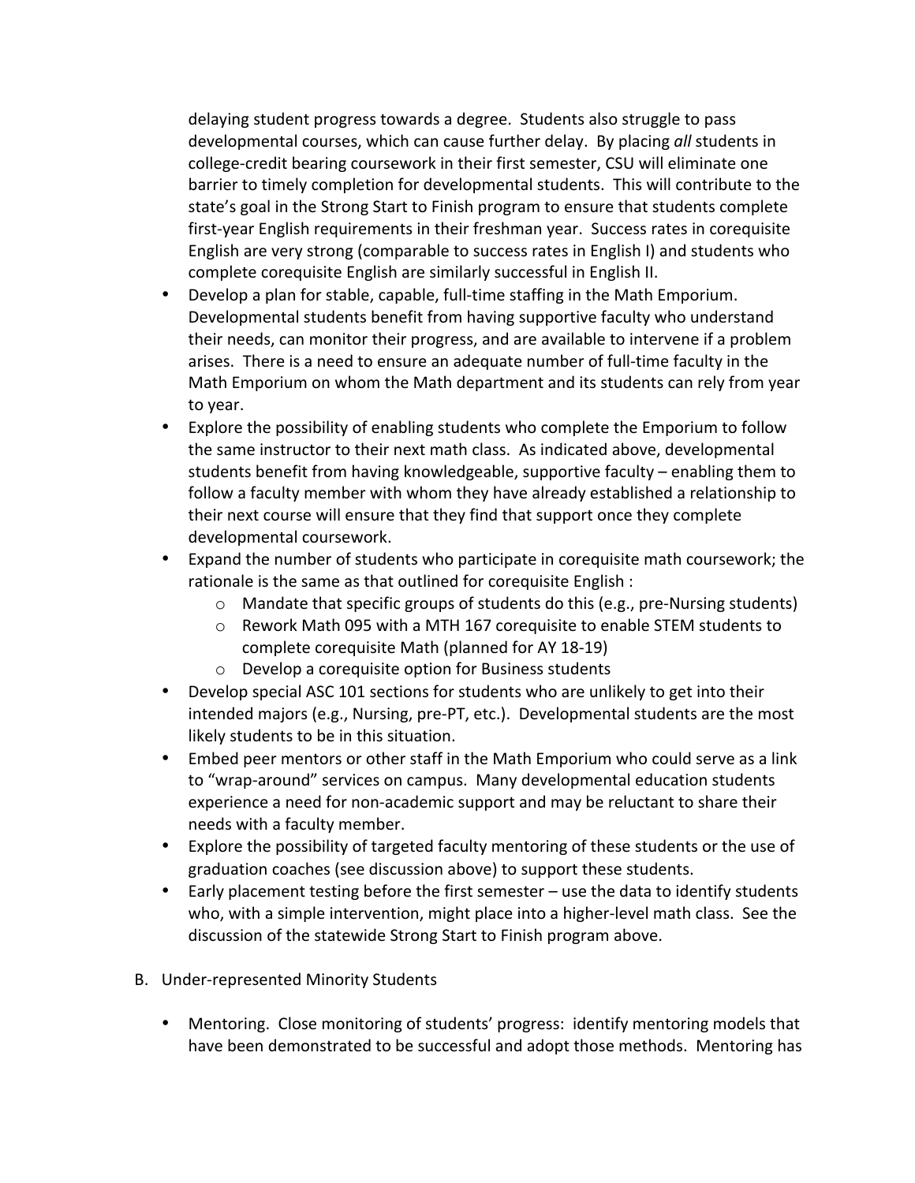delaying student progress towards a degree. Students also struggle to pass developmental courses, which can cause further delay. By placing *all* students in college-credit bearing coursework in their first semester, CSU will eliminate one barrier to timely completion for developmental students. This will contribute to the state's goal in the Strong Start to Finish program to ensure that students complete first-year English requirements in their freshman year. Success rates in corequisite English are very strong (comparable to success rates in English I) and students who complete corequisite English are similarly successful in English II.

- Develop a plan for stable, capable, full-time staffing in the Math Emporium. Developmental students benefit from having supportive faculty who understand their needs, can monitor their progress, and are available to intervene if a problem arises. There is a need to ensure an adequate number of full-time faculty in the Math Emporium on whom the Math department and its students can rely from year to year.
- Explore the possibility of enabling students who complete the Emporium to follow the same instructor to their next math class. As indicated above, developmental students benefit from having knowledgeable, supportive faculty – enabling them to follow a faculty member with whom they have already established a relationship to their next course will ensure that they find that support once they complete developmental coursework.
- Expand the number of students who participate in corequisite math coursework; the rationale is the same as that outlined for corequisite English :
    - Mandate that specific groups of students do this (e.g., pre-Nursing students)
    - Rework Math 095 with a MTH 167 corequisite to enable STEM students to complete corequisite Math (planned for AY 18-19)
    - Develop a corequisite option for Business students
- Develop special ASC 101 sections for students who are unlikely to get into their intended majors (e.g., Nursing, pre-PT, etc.). Developmental students are the most likely students to be in this situation.
- Embed peer mentors or other staff in the Math Emporium who could serve as a link to "wrap-around" services on campus. Many developmental education students experience a need for non-academic support and may be reluctant to share their needs with a faculty member.
- Explore the possibility of targeted faculty mentoring of these students or the use of graduation coaches (see discussion above) to support these students.
- Early placement testing before the first semester – use the data to identify students who, with a simple intervention, might place into a higher-level math class. See the discussion of the statewide Strong Start to Finish program above.

B. Under-represented Minority Students

- Mentoring. Close monitoring of students' progress: identify mentoring models that have been demonstrated to be successful and adopt those methods. Mentoring has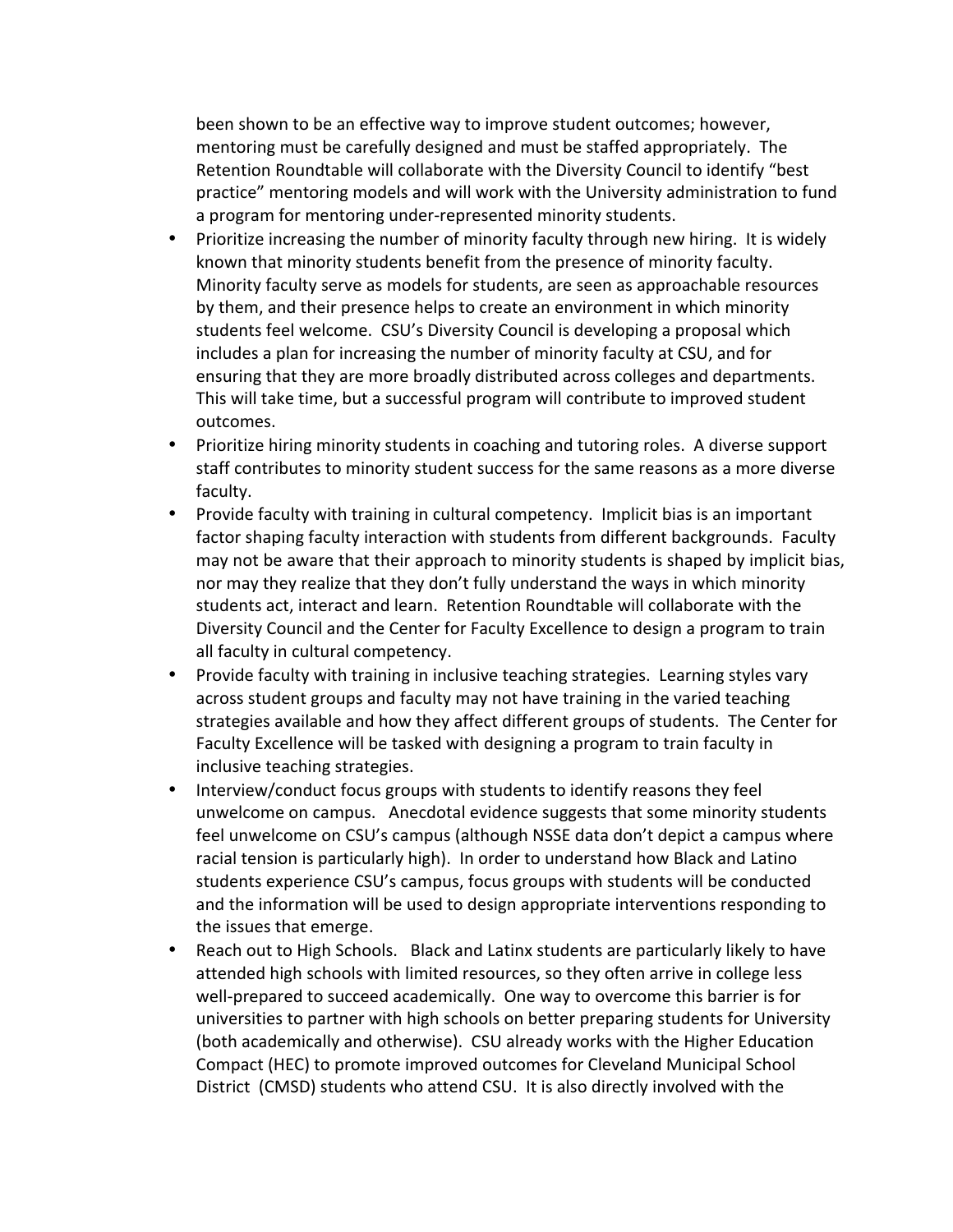been shown to be an effective way to improve student outcomes; however, mentoring must be carefully designed and must be staffed appropriately. The Retention Roundtable will collaborate with the Diversity Council to identify "best practice" mentoring models and will work with the University administration to fund a program for mentoring under-represented minority students.

- Prioritize increasing the number of minority faculty through new hiring. It is widely known that minority students benefit from the presence of minority faculty. Minority faculty serve as models for students, are seen as approachable resources by them, and their presence helps to create an environment in which minority students feel welcome. CSU's Diversity Council is developing a proposal which includes a plan for increasing the number of minority faculty at CSU, and for ensuring that they are more broadly distributed across colleges and departments. This will take time, but a successful program will contribute to improved student outcomes.
- Prioritize hiring minority students in coaching and tutoring roles. A diverse support staff contributes to minority student success for the same reasons as a more diverse faculty.
- Provide faculty with training in cultural competency. Implicit bias is an important factor shaping faculty interaction with students from different backgrounds. Faculty may not be aware that their approach to minority students is shaped by implicit bias, nor may they realize that they don't fully understand the ways in which minority students act, interact and learn. Retention Roundtable will collaborate with the Diversity Council and the Center for Faculty Excellence to design a program to train all faculty in cultural competency.
- Provide faculty with training in inclusive teaching strategies. Learning styles vary across student groups and faculty may not have training in the varied teaching strategies available and how they affect different groups of students. The Center for Faculty Excellence will be tasked with designing a program to train faculty in inclusive teaching strategies.
- Interview/conduct focus groups with students to identify reasons they feel unwelcome on campus. Anecdotal evidence suggests that some minority students feel unwelcome on CSU's campus (although NSSE data don't depict a campus where racial tension is particularly high). In order to understand how Black and Latino students experience CSU's campus, focus groups with students will be conducted and the information will be used to design appropriate interventions responding to the issues that emerge.
- Reach out to High Schools. Black and Latinx students are particularly likely to have attended high schools with limited resources, so they often arrive in college less well-prepared to succeed academically. One way to overcome this barrier is for universities to partner with high schools on better preparing students for University (both academically and otherwise). CSU already works with the Higher Education Compact (HEC) to promote improved outcomes for Cleveland Municipal School District (CMSD) students who attend CSU. It is also directly involved with the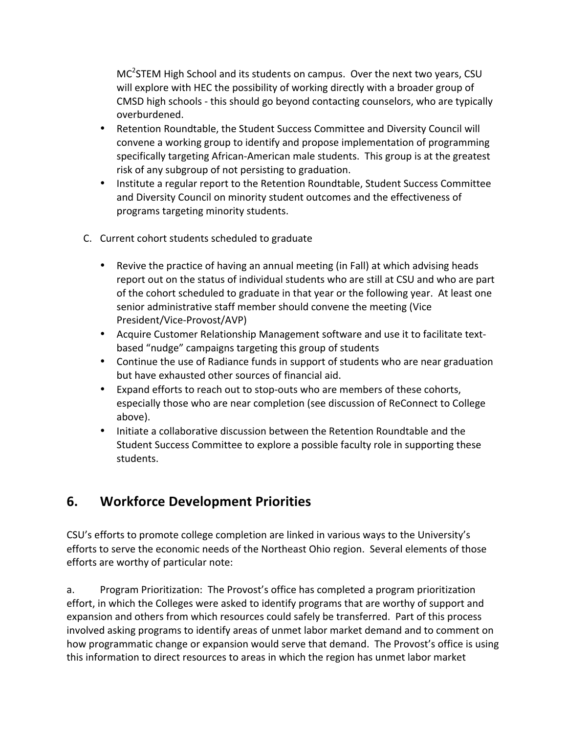MC$^2$STEM High School and its students on campus. Over the next two years, CSU will explore with HEC the possibility of working directly with a broader group of CMSD high schools - this should go beyond contacting counselors, who are typically overburdened.

- Retention Roundtable, the Student Success Committee and Diversity Council will convene a working group to identify and propose implementation of programming specifically targeting African-American male students. This group is at the greatest risk of any subgroup of not persisting to graduation.
- Institute a regular report to the Retention Roundtable, Student Success Committee and Diversity Council on minority student outcomes and the effectiveness of programs targeting minority students.

C. Current cohort students scheduled to graduate

- Revive the practice of having an annual meeting (in Fall) at which advising heads report out on the status of individual students who are still at CSU and who are part of the cohort scheduled to graduate in that year or the following year. At least one senior administrative staff member should convene the meeting (Vice President/Vice-Provost/AVP)
- Acquire Customer Relationship Management software and use it to facilitate text-based "nudge" campaigns targeting this group of students
- Continue the use of Radiance funds in support of students who are near graduation but have exhausted other sources of financial aid.
- Expand efforts to reach out to stop-outs who are members of these cohorts, especially those who are near completion (see discussion of ReConnect to College above).
- Initiate a collaborative discussion between the Retention Roundtable and the Student Success Committee to explore a possible faculty role in supporting these students.

## 6. Workforce Development Priorities

CSU's efforts to promote college completion are linked in various ways to the University's efforts to serve the economic needs of the Northeast Ohio region. Several elements of those efforts are worthy of particular note:

a. Program Prioritization: The Provost's office has completed a program prioritization effort, in which the Colleges were asked to identify programs that are worthy of support and expansion and others from which resources could safely be transferred. Part of this process involved asking programs to identify areas of unmet labor market demand and to comment on how programmatic change or expansion would serve that demand. The Provost's office is using this information to direct resources to areas in which the region has unmet labor market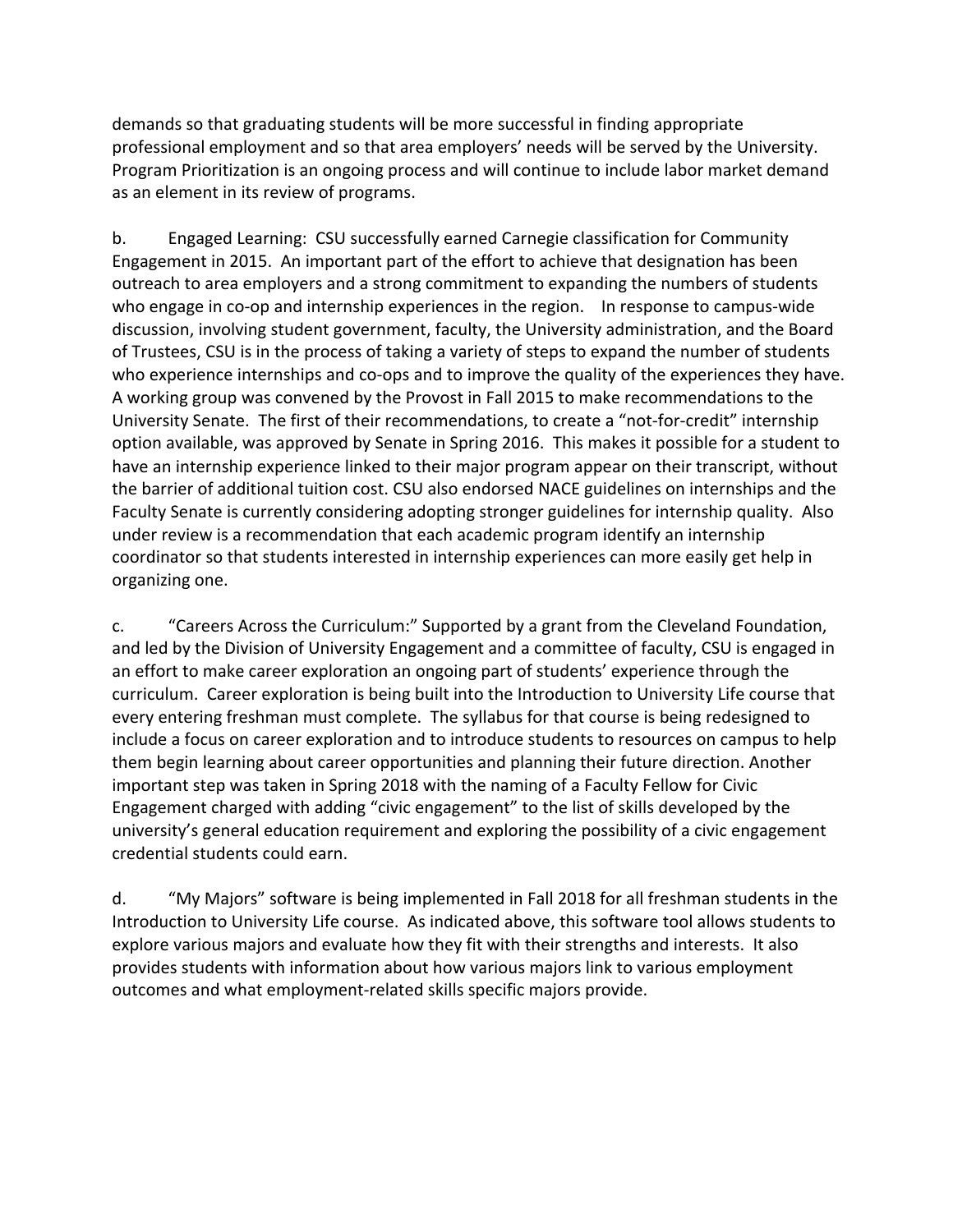demands so that graduating students will be more successful in finding appropriate professional employment and so that area employers' needs will be served by the University. Program Prioritization is an ongoing process and will continue to include labor market demand as an element in its review of programs.

b. Engaged Learning: CSU successfully earned Carnegie classification for Community Engagement in 2015. An important part of the effort to achieve that designation has been outreach to area employers and a strong commitment to expanding the numbers of students who engage in co-op and internship experiences in the region. In response to campus-wide discussion, involving student government, faculty, the University administration, and the Board of Trustees, CSU is in the process of taking a variety of steps to expand the number of students who experience internships and co-ops and to improve the quality of the experiences they have. A working group was convened by the Provost in Fall 2015 to make recommendations to the University Senate. The first of their recommendations, to create a "not-for-credit" internship option available, was approved by Senate in Spring 2016. This makes it possible for a student to have an internship experience linked to their major program appear on their transcript, without the barrier of additional tuition cost. CSU also endorsed NACE guidelines on internships and the Faculty Senate is currently considering adopting stronger guidelines for internship quality. Also under review is a recommendation that each academic program identify an internship coordinator so that students interested in internship experiences can more easily get help in organizing one.

c. "Careers Across the Curriculum:" Supported by a grant from the Cleveland Foundation, and led by the Division of University Engagement and a committee of faculty, CSU is engaged in an effort to make career exploration an ongoing part of students' experience through the curriculum. Career exploration is being built into the Introduction to University Life course that every entering freshman must complete. The syllabus for that course is being redesigned to include a focus on career exploration and to introduce students to resources on campus to help them begin learning about career opportunities and planning their future direction. Another important step was taken in Spring 2018 with the naming of a Faculty Fellow for Civic Engagement charged with adding "civic engagement" to the list of skills developed by the university's general education requirement and exploring the possibility of a civic engagement credential students could earn.

d. "My Majors" software is being implemented in Fall 2018 for all freshman students in the Introduction to University Life course. As indicated above, this software tool allows students to explore various majors and evaluate how they fit with their strengths and interests. It also provides students with information about how various majors link to various employment outcomes and what employment-related skills specific majors provide.